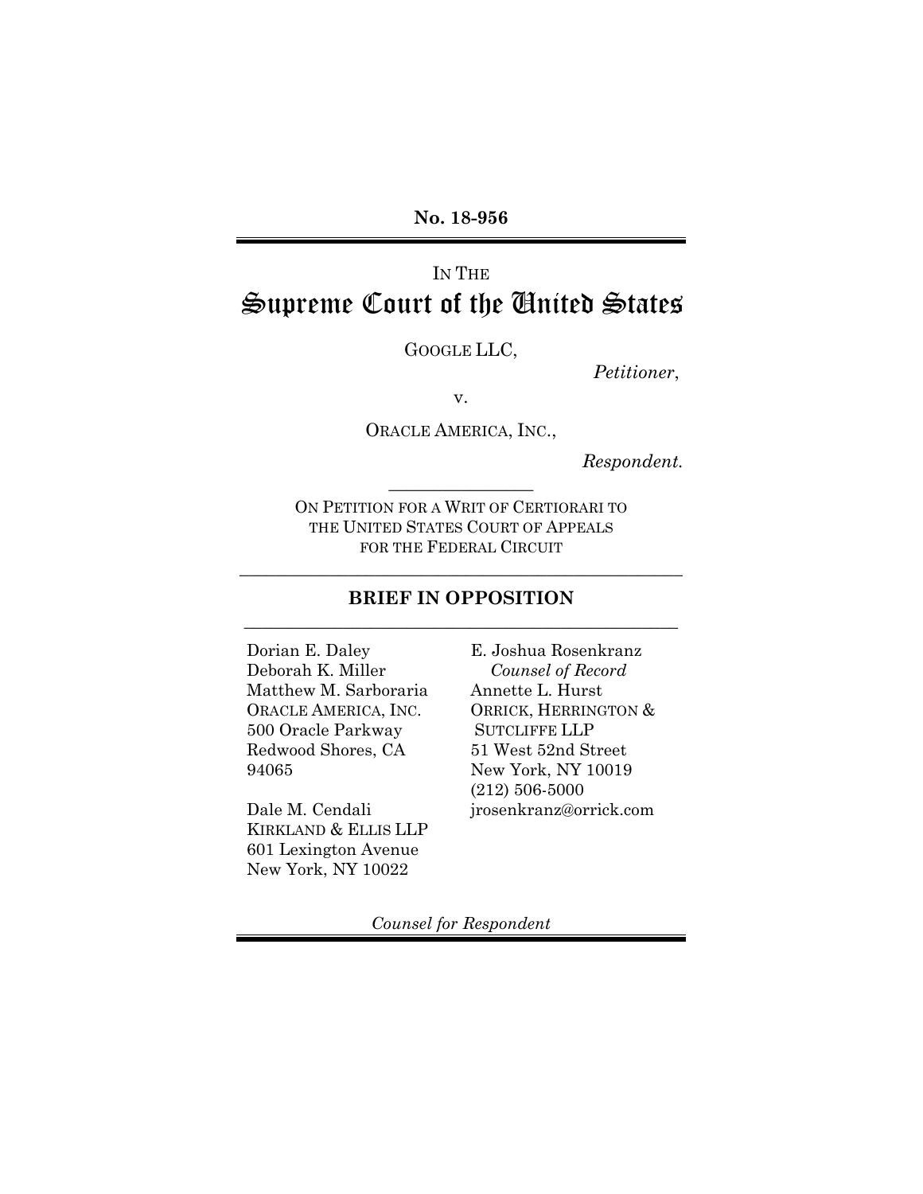**No. 18-956**

---

IN THE

# Supreme Court of the United States

GOOGLE LLC,

*Petitioner*,

v.

ORACLE AMERICA, INC.,

*Respondent.*

---

ON PETITION FOR A WRIT OF CERTIORARI TO THE UNITED STATES COURT OF APPEALS FOR THE FEDERAL CIRCUIT

---

## BRIEF IN OPPOSITION

---

Dorian E. Daley
Deborah K. Miller
Matthew M. Sarboraria
ORACLE AMERICA, INC.
500 Oracle Parkway
Redwood Shores, CA 94065

Dale M. Cendali
KIRKLAND & ELLIS LLP
601 Lexington Avenue
New York, NY 10022

E. Joshua Rosenkranz
*Counsel of Record*
Annette L. Hurst
ORRICK, HERRINGTON & SUTCLIFFE LLP
51 West 52nd Street
New York, NY 10019
(212) 506-5000
jrosenkranz@orrick.com

*Counsel for Respondent*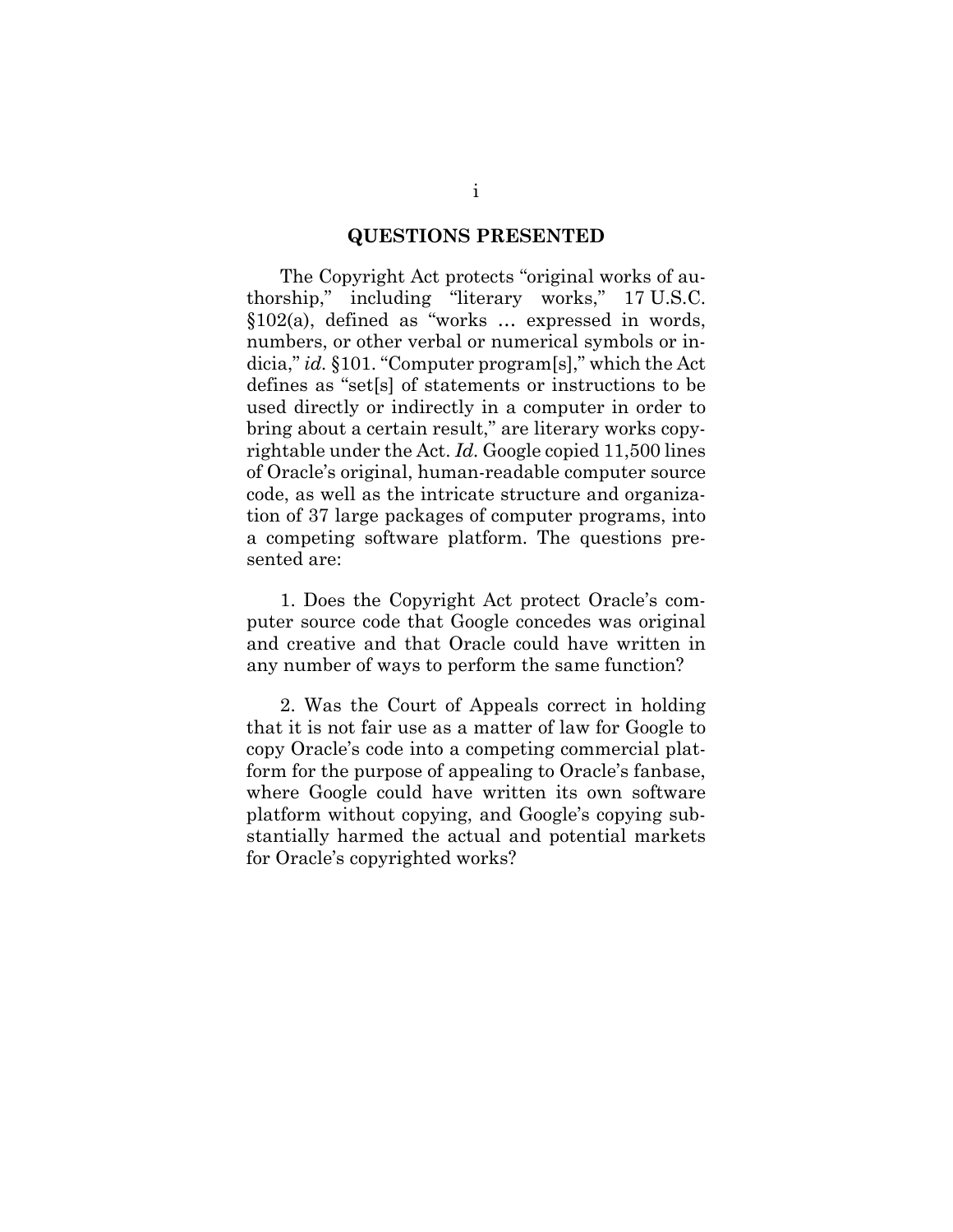## QUESTIONS PRESENTED

The Copyright Act protects "original works of authorship," including "literary works," 17 U.S.C. §102(a), defined as "works … expressed in words, numbers, or other verbal or numerical symbols or indicia," *id.* §101. "Computer program[s]," which the Act defines as "set[s] of statements or instructions to be used directly or indirectly in a computer in order to bring about a certain result," are literary works copyrightable under the Act. *Id.* Google copied 11,500 lines of Oracle's original, human-readable computer source code, as well as the intricate structure and organization of 37 large packages of computer programs, into a competing software platform. The questions presented are:

1. Does the Copyright Act protect Oracle's computer source code that Google concedes was original and creative and that Oracle could have written in any number of ways to perform the same function?

2. Was the Court of Appeals correct in holding that it is not fair use as a matter of law for Google to copy Oracle's code into a competing commercial platform for the purpose of appealing to Oracle's fanbase, where Google could have written its own software platform without copying, and Google's copying substantially harmed the actual and potential markets for Oracle's copyrighted works?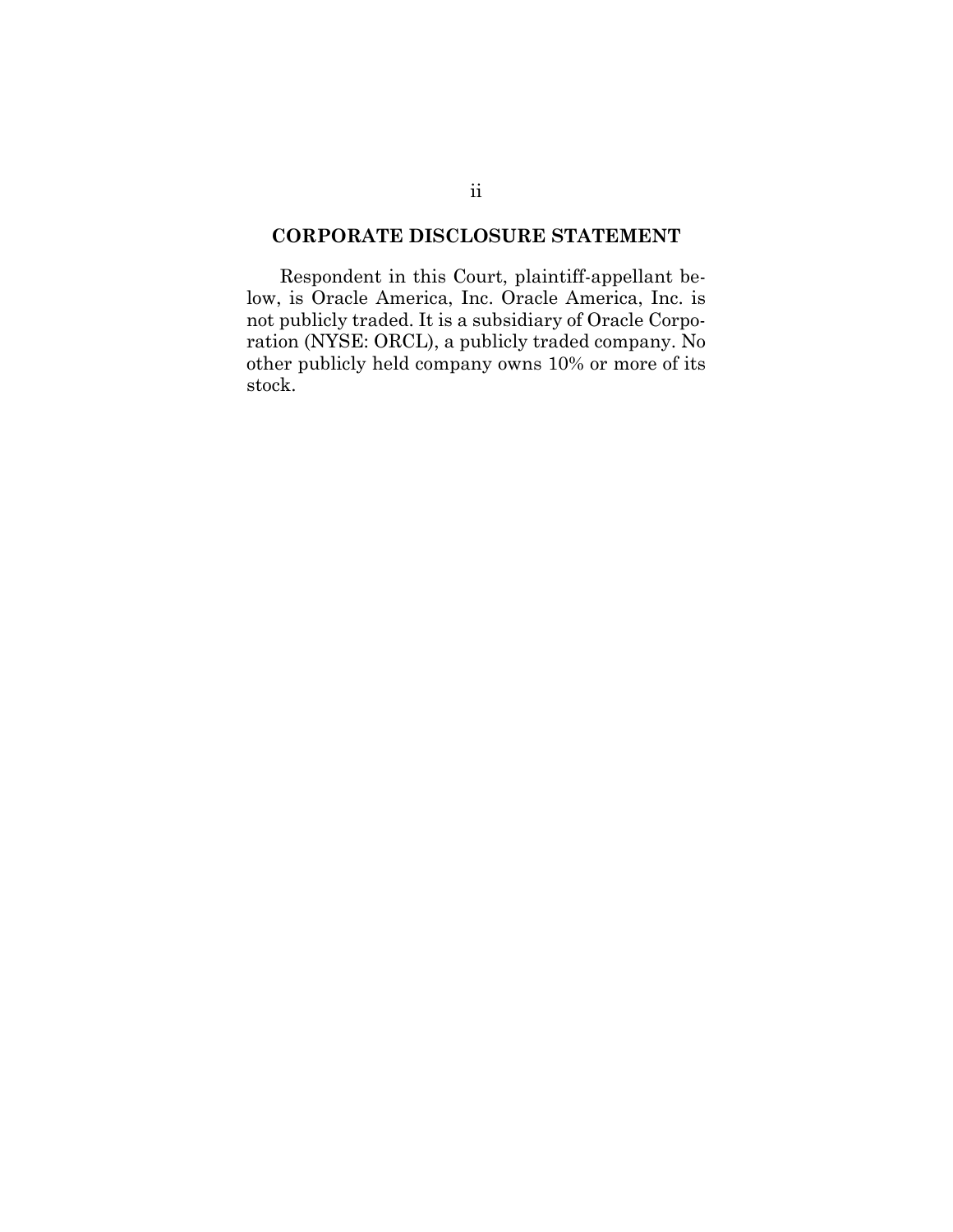## CORPORATE DISCLOSURE STATEMENT

Respondent in this Court, plaintiff-appellant below, is Oracle America, Inc. Oracle America, Inc. is not publicly traded. It is a subsidiary of Oracle Corporation (NYSE: ORCL), a publicly traded company. No other publicly held company owns 10% or more of its stock.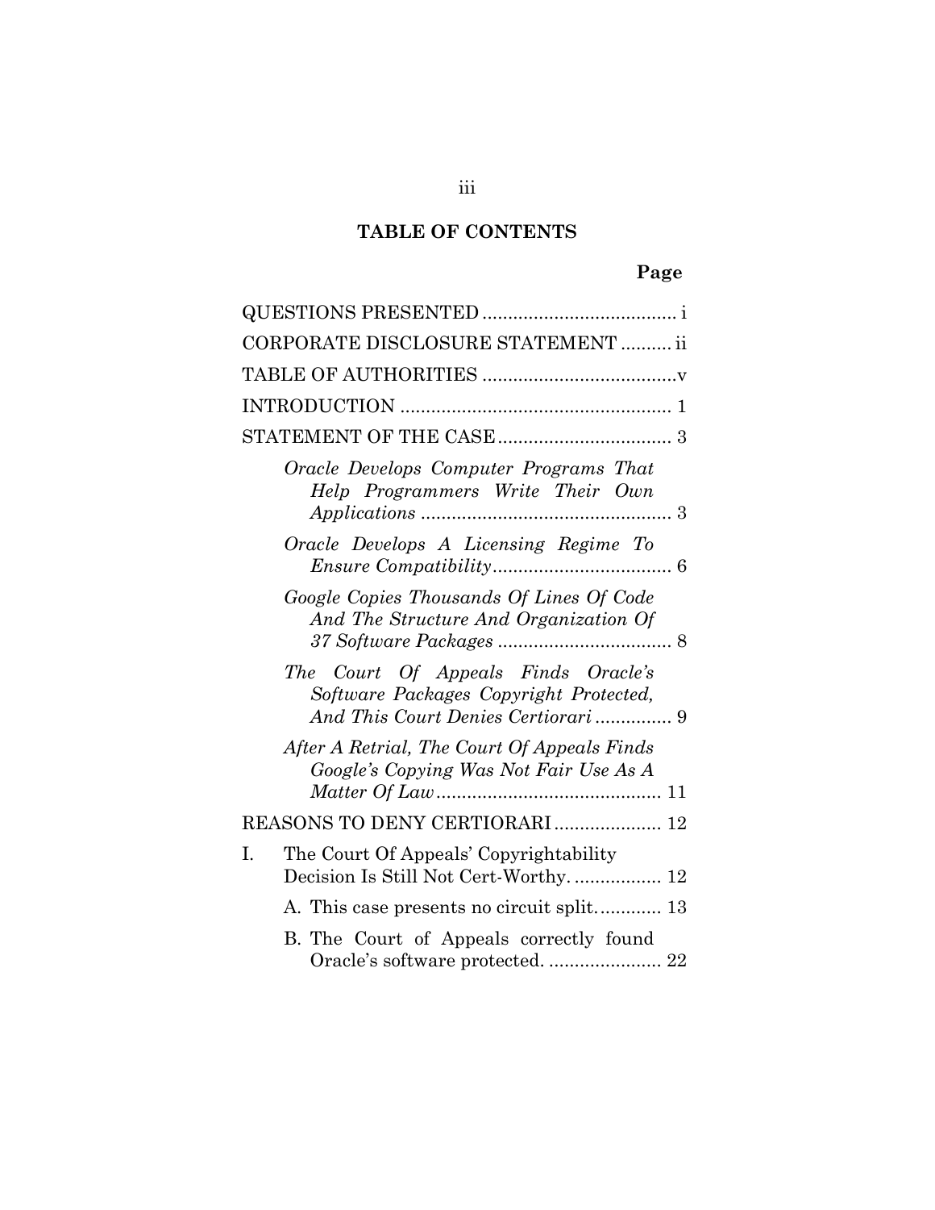## TABLE OF CONTENTS

**Page**

QUESTIONS PRESENTED ..................................... i

CORPORATE DISCLOSURE STATEMENT .......... ii

TABLE OF AUTHORITIES ......................................v

INTRODUCTION ..................................................... 1

STATEMENT OF THE CASE.................................. 3

*Oracle Develops Computer Programs That Help Programmers Write Their Own Applications* ................................................. 3

*Oracle Develops A Licensing Regime To Ensure Compatibility*................................... 6

*Google Copies Thousands Of Lines Of Code And The Structure And Organization Of 37 Software Packages* .................................. 8

*The Court Of Appeals Finds Oracle's Software Packages Copyright Protected, And This Court Denies Certiorari* ............... 9

*After A Retrial, The Court Of Appeals Finds Google's Copying Was Not Fair Use As A Matter Of Law*............................................ 11

REASONS TO DENY CERTIORARI..................... 12

I. The Court Of Appeals' Copyrightability Decision Is Still Not Cert-Worthy. ................. 12

A. This case presents no circuit split............. 13

B. The Court of Appeals correctly found Oracle's software protected. ...................... 22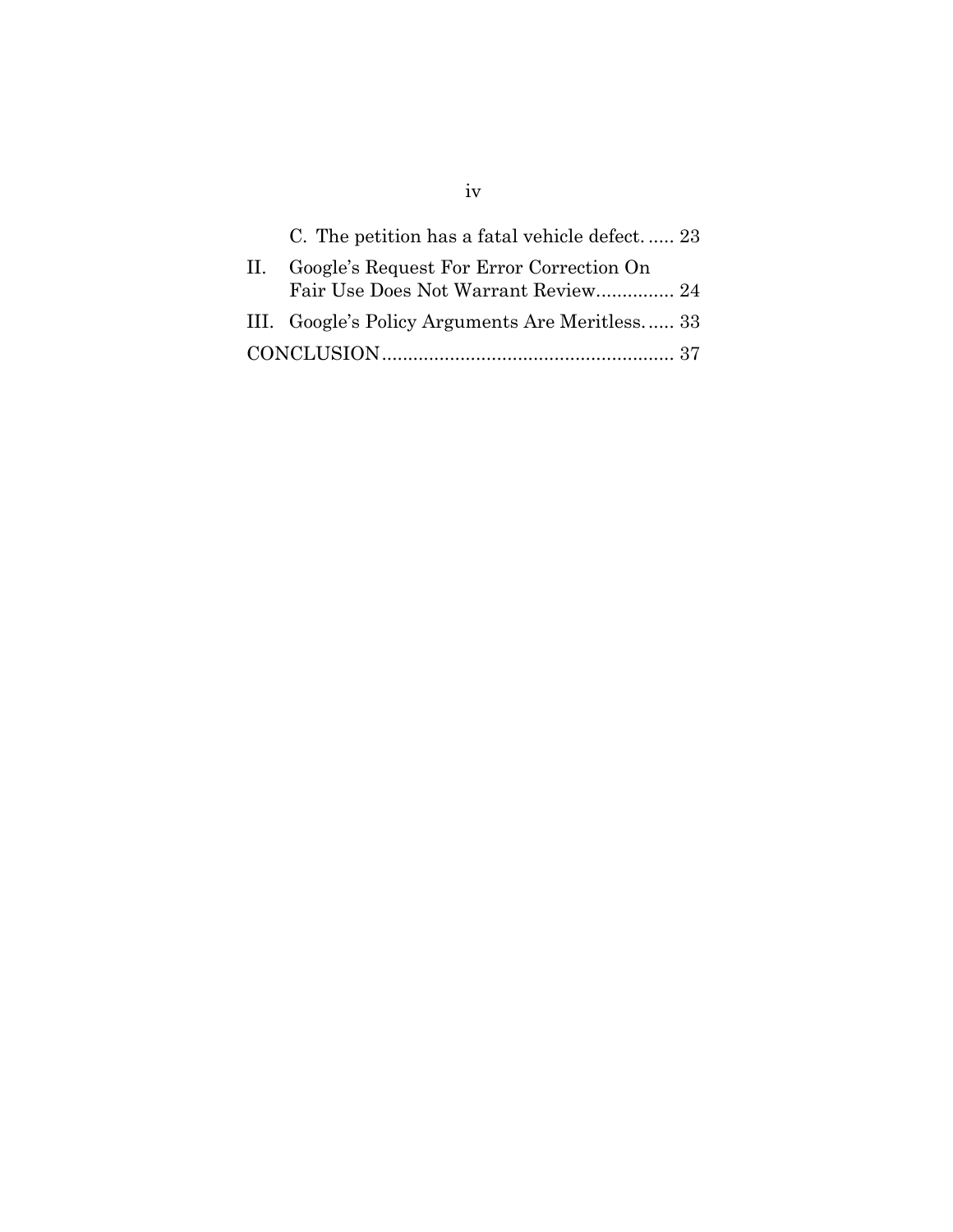C. The petition has a fatal vehicle defect...... 23

II. Google's Request For Error Correction On Fair Use Does Not Warrant Review............... 24

III. Google's Policy Arguments Are Meritless...... 33

CONCLUSION........................................................ 37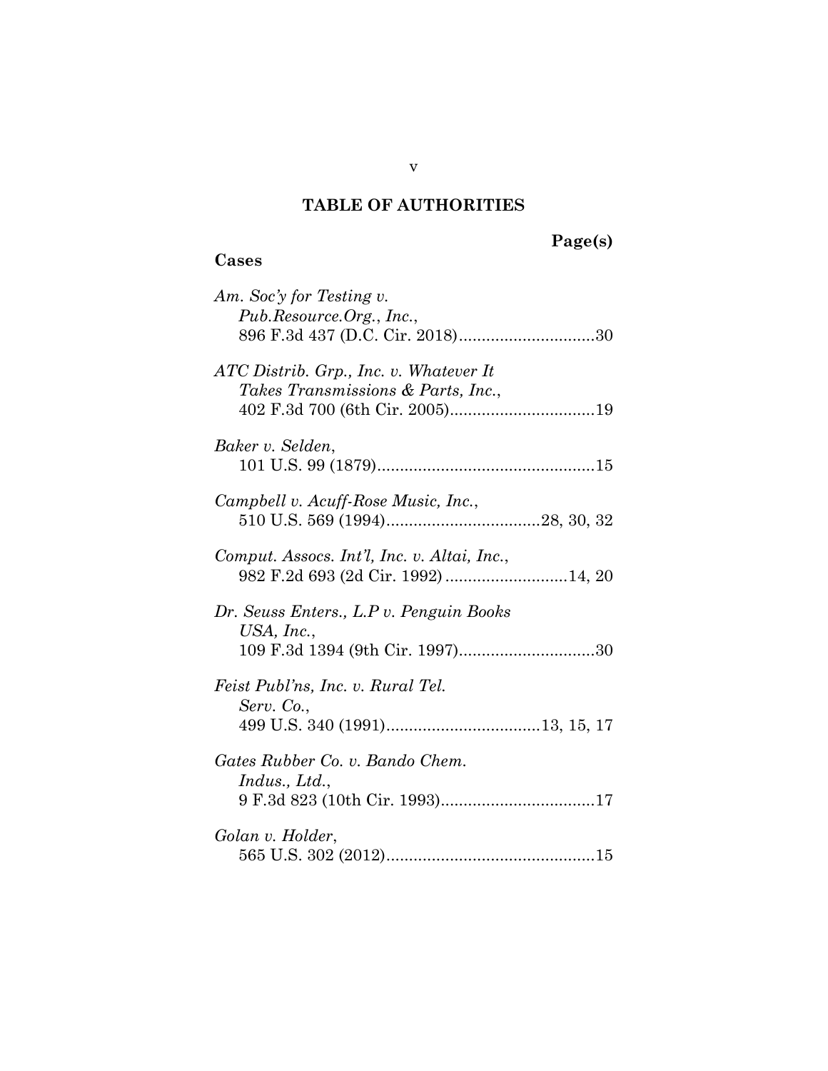## TABLE OF AUTHORITIES

**Page(s)**

### Cases

*Am. Soc'y for Testing v. Pub.Resource.Org., Inc.*, 896 F.3d 437 (D.C. Cir. 2018)..............................30

*ATC Distrib. Grp., Inc. v. Whatever It Takes Transmissions & Parts, Inc.*, 402 F.3d 700 (6th Cir. 2005)................................19

*Baker v. Selden*, 101 U.S. 99 (1879)................................................15

*Campbell v. Acuff-Rose Music, Inc.*, 510 U.S. 569 (1994)..................................28, 30, 32

*Comput. Assocs. Int'l, Inc. v. Altai, Inc.*, 982 F.2d 693 (2d Cir. 1992) ...........................14, 20

*Dr. Seuss Enters., L.P v. Penguin Books USA, Inc.*, 109 F.3d 1394 (9th Cir. 1997)..............................30

*Feist Publ'ns, Inc. v. Rural Tel. Serv. Co.*, 499 U.S. 340 (1991)..................................13, 15, 17

*Gates Rubber Co. v. Bando Chem. Indus., Ltd.*, 9 F.3d 823 (10th Cir. 1993)..................................17

*Golan v. Holder*, 565 U.S. 302 (2012)..............................................15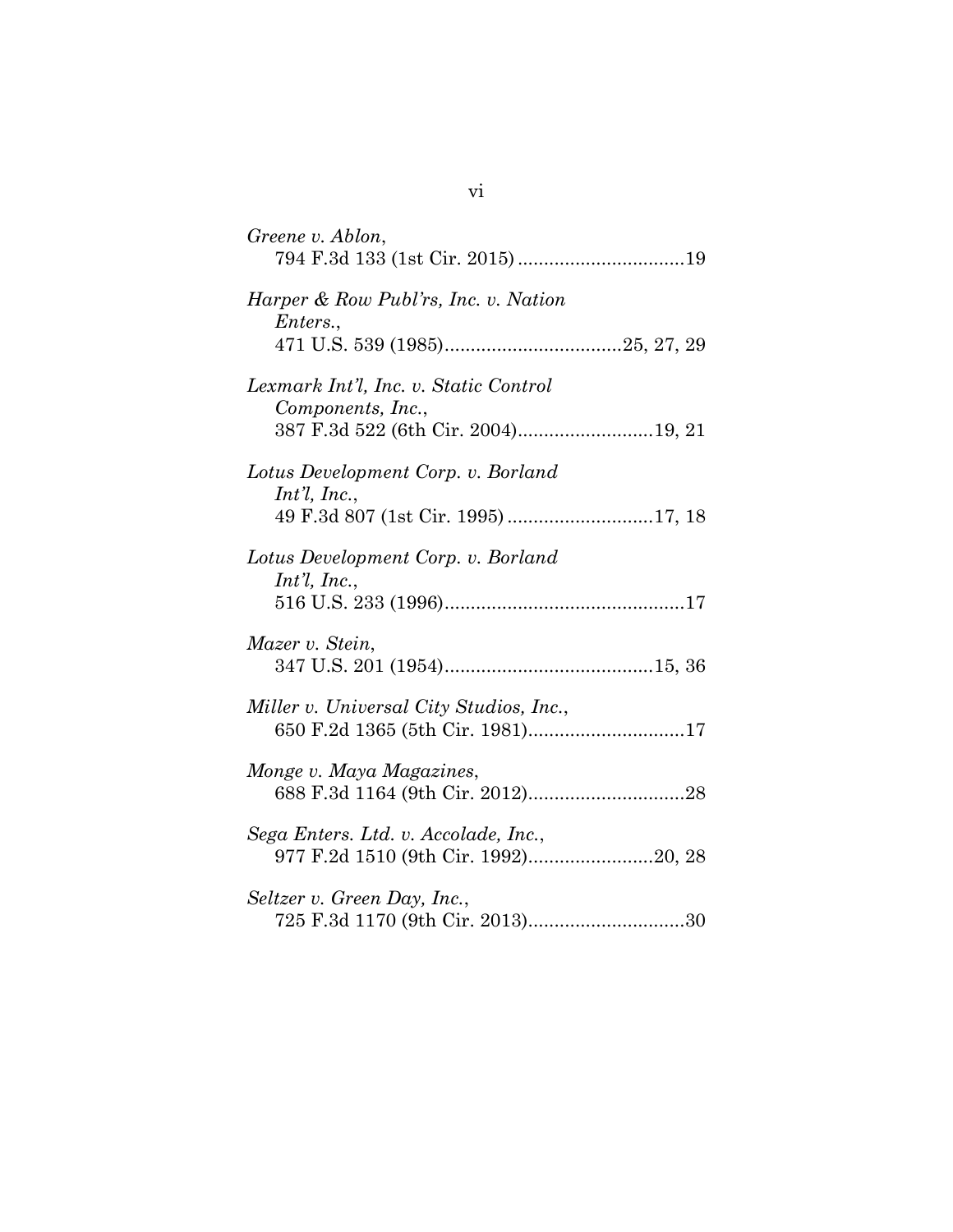*Greene v. Ablon*,
794 F.3d 133 (1st Cir. 2015) ................................19

*Harper & Row Publ'rs, Inc. v. Nation Enters.*,
471 U.S. 539 (1985)..................................25, 27, 29

*Lexmark Int'l, Inc. v. Static Control Components, Inc.*,
387 F.3d 522 (6th Cir. 2004)..........................19, 21

*Lotus Development Corp. v. Borland Int'l, Inc.*,
49 F.3d 807 (1st Cir. 1995) ............................17, 18

*Lotus Development Corp. v. Borland Int'l, Inc.*,
516 U.S. 233 (1996)..............................................17

*Mazer v. Stein*,
347 U.S. 201 (1954)........................................15, 36

*Miller v. Universal City Studios, Inc.*,
650 F.2d 1365 (5th Cir. 1981)..............................17

*Monge v. Maya Magazines*,
688 F.3d 1164 (9th Cir. 2012)..............................28

*Sega Enters. Ltd. v. Accolade, Inc.*,
977 F.2d 1510 (9th Cir. 1992)........................20, 28

*Seltzer v. Green Day, Inc.*,
725 F.3d 1170 (9th Cir. 2013)..............................30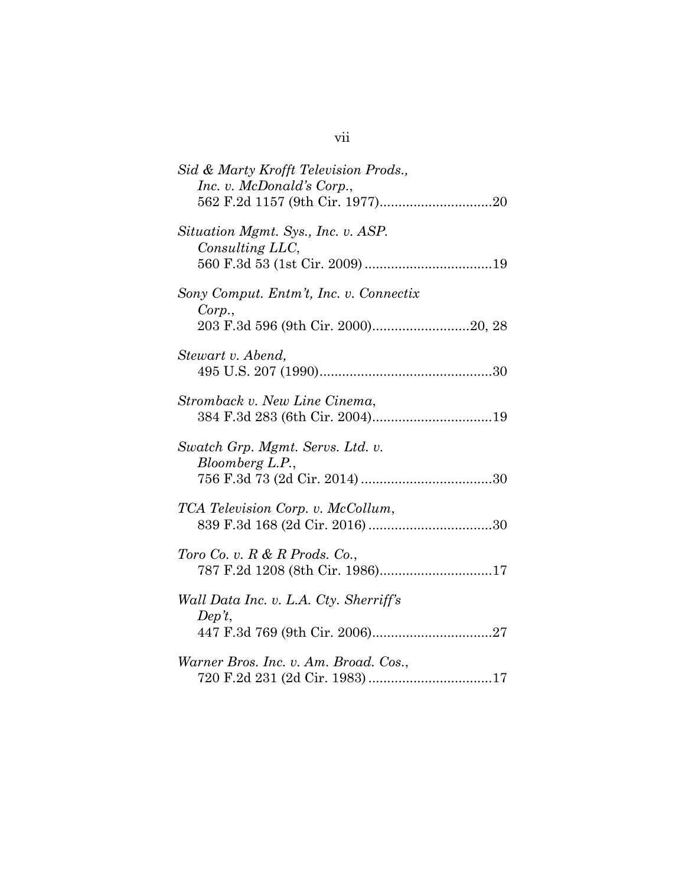*Sid & Marty Krofft Television Prods., Inc. v. McDonald's Corp.*,
562 F.2d 1157 (9th Cir. 1977)..............................20

*Situation Mgmt. Sys., Inc. v. ASP. Consulting LLC*,
560 F.3d 53 (1st Cir. 2009) ..................................19

*Sony Comput. Entm't, Inc. v. Connectix Corp.*,
203 F.3d 596 (9th Cir. 2000)..........................20, 28

*Stewart v. Abend*,
495 U.S. 207 (1990)...............................................30

*Stromback v. New Line Cinema*,
384 F.3d 283 (6th Cir. 2004)................................19

*Swatch Grp. Mgmt. Servs. Ltd. v. Bloomberg L.P.*,
756 F.3d 73 (2d Cir. 2014) ...................................30

*TCA Television Corp. v. McCollum*,
839 F.3d 168 (2d Cir. 2016) .................................30

*Toro Co. v. R & R Prods. Co.*,
787 F.2d 1208 (8th Cir. 1986)..............................17

*Wall Data Inc. v. L.A. Cty. Sherriff's Dep't*,
447 F.3d 769 (9th Cir. 2006)................................27

*Warner Bros. Inc. v. Am. Broad. Cos.*,
720 F.2d 231 (2d Cir. 1983) .................................17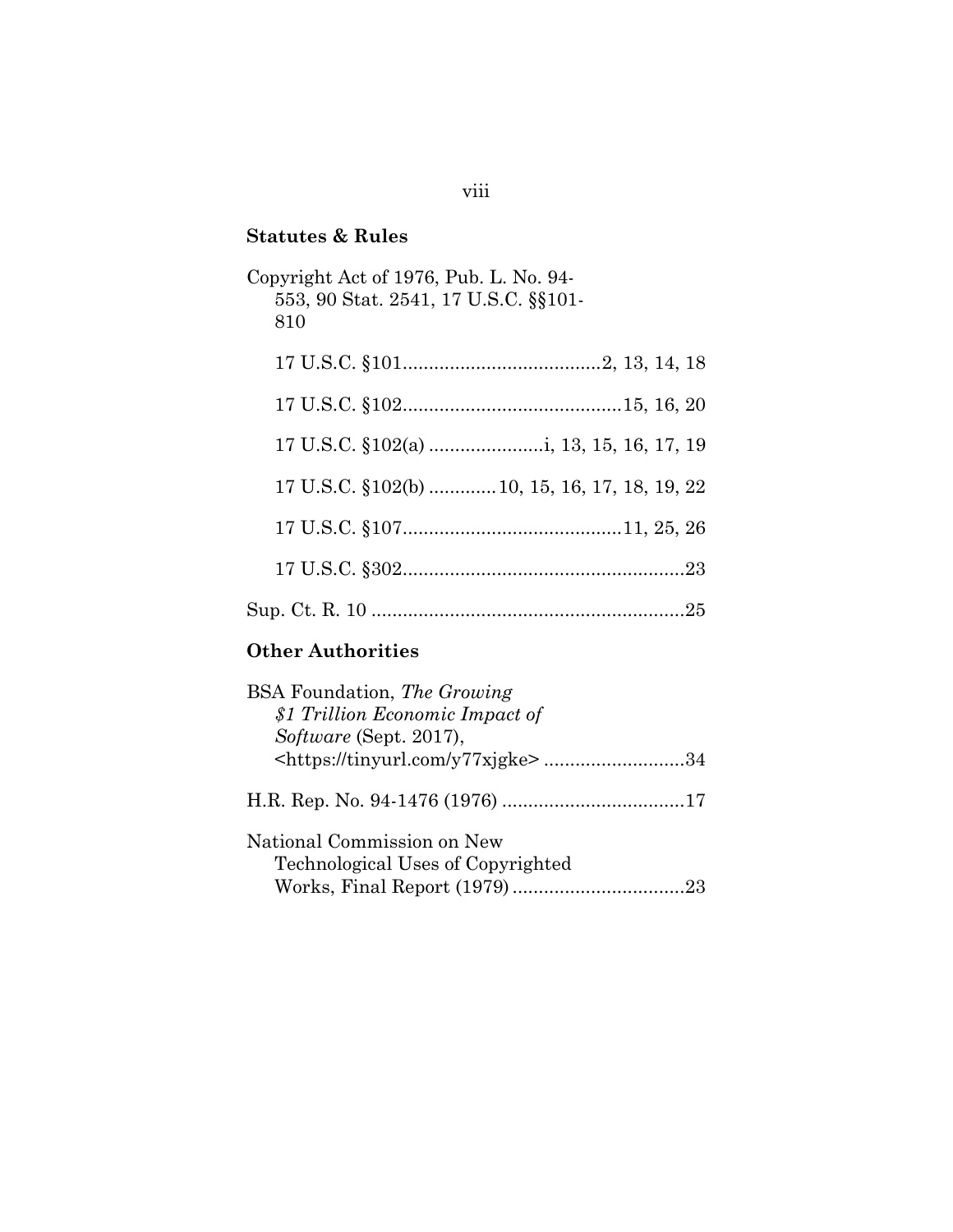## Statutes & Rules

Copyright Act of 1976, Pub. L. No. 94-553, 90 Stat. 2541, 17 U.S.C. §§101-810

17 U.S.C. §101......................................2, 13, 14, 18

17 U.S.C. §102..........................................15, 16, 20

17 U.S.C. §102(a) ......................i, 13, 15, 16, 17, 19

17 U.S.C. §102(b) ............10, 15, 16, 17, 18, 19, 22

17 U.S.C. §107..........................................11, 25, 26

17 U.S.C. §302......................................................23

Sup. Ct. R. 10 ...........................................................25

## Other Authorities

BSA Foundation, *The Growing $1 Trillion Economic Impact of Software* (Sept. 2017), <https://tinyurl.com/y77xjgke> ...........................34

H.R. Rep. No. 94-1476 (1976) ...................................17

National Commission on New Technological Uses of Copyrighted Works, Final Report (1979) .................................23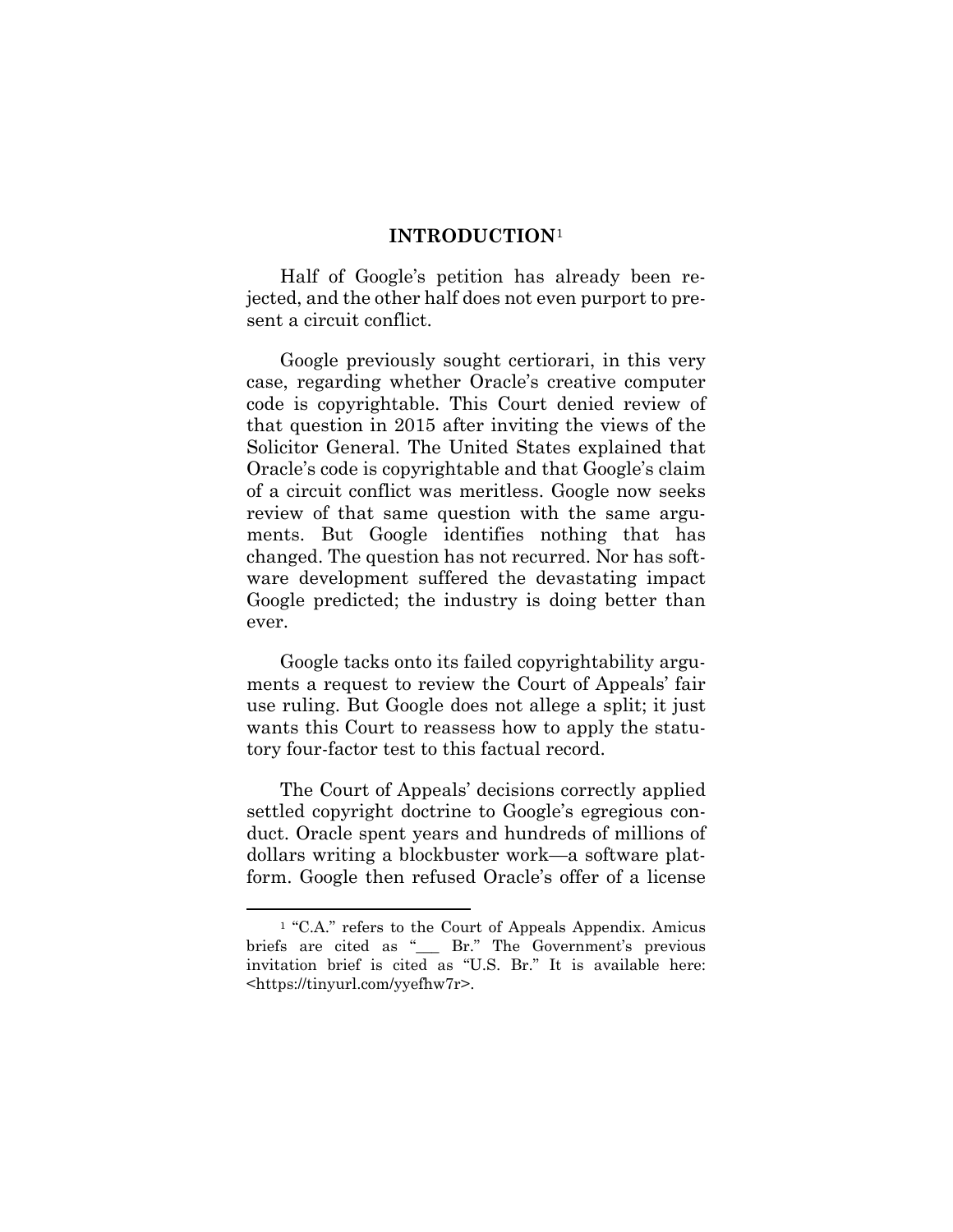## INTRODUCTION[1]

Half of Google's petition has already been rejected, and the other half does not even purport to present a circuit conflict.

Google previously sought certiorari, in this very case, regarding whether Oracle's creative computer code is copyrightable. This Court denied review of that question in 2015 after inviting the views of the Solicitor General. The United States explained that Oracle's code is copyrightable and that Google's claim of a circuit conflict was meritless. Google now seeks review of that same question with the same arguments. But Google identifies nothing that has changed. The question has not recurred. Nor has software development suffered the devastating impact Google predicted; the industry is doing better than ever.

Google tacks onto its failed copyrightability arguments a request to review the Court of Appeals' fair use ruling. But Google does not allege a split; it just wants this Court to reassess how to apply the statutory four-factor test to this factual record.

The Court of Appeals' decisions correctly applied settled copyright doctrine to Google's egregious conduct. Oracle spent years and hundreds of millions of dollars writing a blockbuster work—a software platform. Google then refused Oracle's offer of a license

---

[1] "C.A." refers to the Court of Appeals Appendix. Amicus briefs are cited as "___ Br." The Government's previous invitation brief is cited as "U.S. Br." It is available here: <https://tinyurl.com/yyefhw7r>.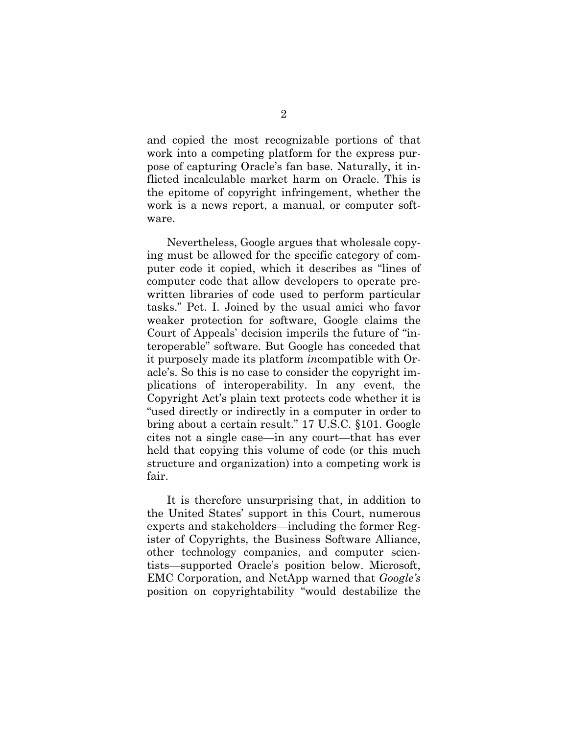and copied the most recognizable portions of that work into a competing platform for the express purpose of capturing Oracle's fan base. Naturally, it inflicted incalculable market harm on Oracle. This is the epitome of copyright infringement, whether the work is a news report, a manual, or computer software.

Nevertheless, Google argues that wholesale copying must be allowed for the specific category of computer code it copied, which it describes as "lines of computer code that allow developers to operate prewritten libraries of code used to perform particular tasks." Pet. I. Joined by the usual amici who favor weaker protection for software, Google claims the Court of Appeals' decision imperils the future of "interoperable" software. But Google has conceded that it purposely made its platform *in*compatible with Oracle's. So this is no case to consider the copyright implications of interoperability. In any event, the Copyright Act's plain text protects code whether it is "used directly or indirectly in a computer in order to bring about a certain result." 17 U.S.C. §101. Google cites not a single case—in any court—that has ever held that copying this volume of code (or this much structure and organization) into a competing work is fair.

It is therefore unsurprising that, in addition to the United States' support in this Court, numerous experts and stakeholders—including the former Register of Copyrights, the Business Software Alliance, other technology companies, and computer scientists—supported Oracle's position below. Microsoft, EMC Corporation, and NetApp warned that *Google's* position on copyrightability "would destabilize the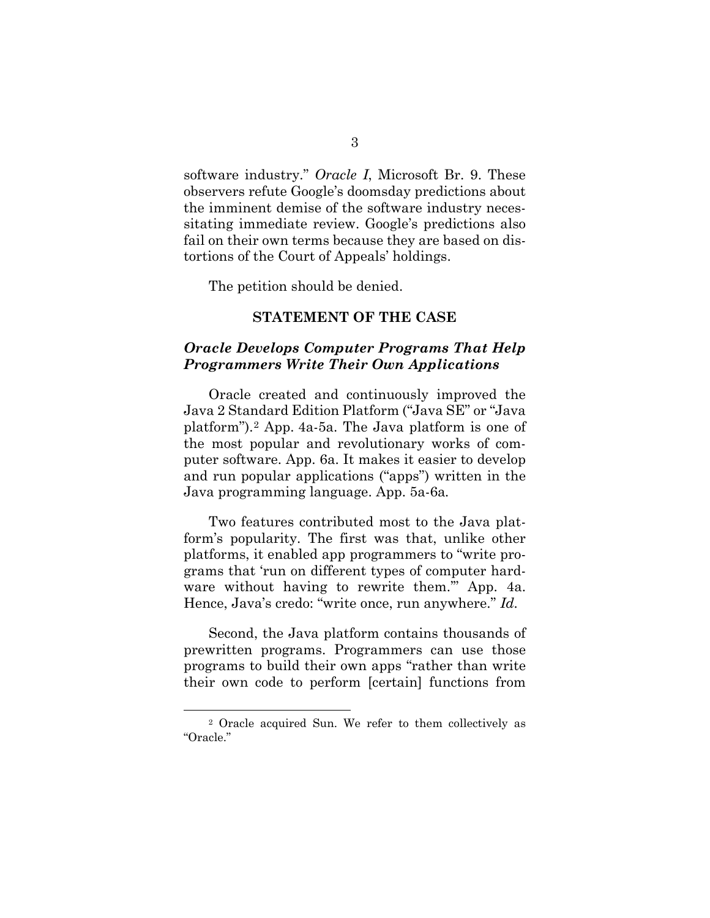software industry." *Oracle I*, Microsoft Br. 9. These observers refute Google's doomsday predictions about the imminent demise of the software industry necessitating immediate review. Google's predictions also fail on their own terms because they are based on distortions of the Court of Appeals' holdings.

The petition should be denied.

## STATEMENT OF THE CASE

### *Oracle Develops Computer Programs That Help Programmers Write Their Own Applications*

Oracle created and continuously improved the Java 2 Standard Edition Platform ("Java SE" or "Java platform").[2] App. 4a-5a. The Java platform is one of the most popular and revolutionary works of computer software. App. 6a. It makes it easier to develop and run popular applications ("apps") written in the Java programming language. App. 5a-6a.

Two features contributed most to the Java platform's popularity. The first was that, unlike other platforms, it enabled app programmers to "write programs that 'run on different types of computer hardware without having to rewrite them.'" App. 4a. Hence, Java's credo: "write once, run anywhere." *Id.*

Second, the Java platform contains thousands of prewritten programs. Programmers can use those programs to build their own apps "rather than write their own code to perform [certain] functions from

---

[2] Oracle acquired Sun. We refer to them collectively as "Oracle."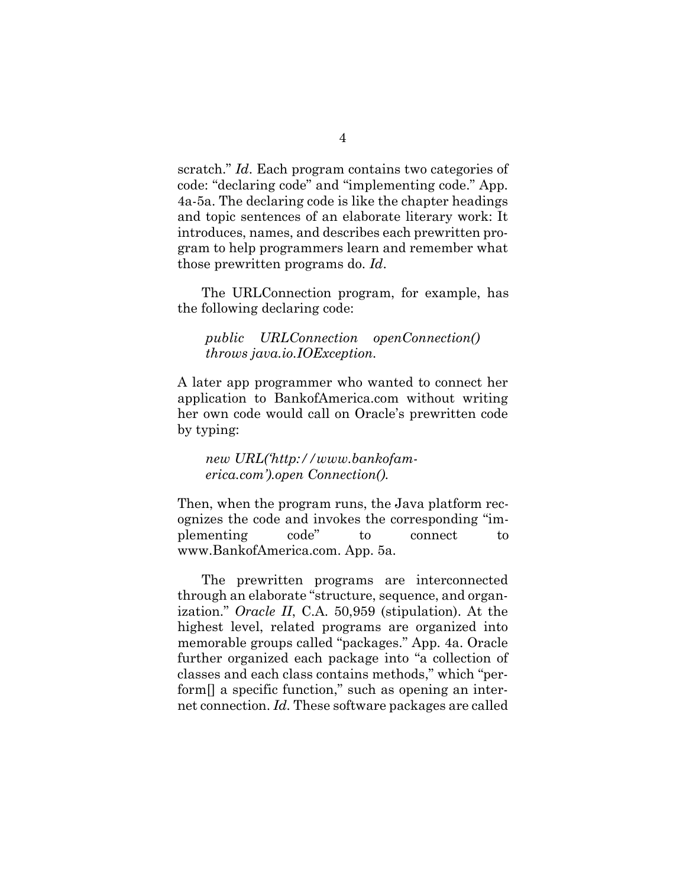scratch." *Id*. Each program contains two categories of code: "declaring code" and "implementing code." App. 4a-5a. The declaring code is like the chapter headings and topic sentences of an elaborate literary work: It introduces, names, and describes each prewritten program to help programmers learn and remember what those prewritten programs do. *Id*.

The URLConnection program, for example, has the following declaring code:

> *public URLConnection openConnection() throws java.io.IOException.*

A later app programmer who wanted to connect her application to BankofAmerica.com without writing her own code would call on Oracle's prewritten code by typing:

> *new URL('http://www.bankofamerica.com').open Connection().*

Then, when the program runs, the Java platform recognizes the code and invokes the corresponding "implementing code" to connect to www.BankofAmerica.com. App. 5a.

The prewritten programs are interconnected through an elaborate "structure, sequence, and organization." *Oracle II*, C.A. 50,959 (stipulation). At the highest level, related programs are organized into memorable groups called "packages." App. 4a. Oracle further organized each package into "a collection of classes and each class contains methods," which "perform[] a specific function," such as opening an internet connection. *Id*. These software packages are called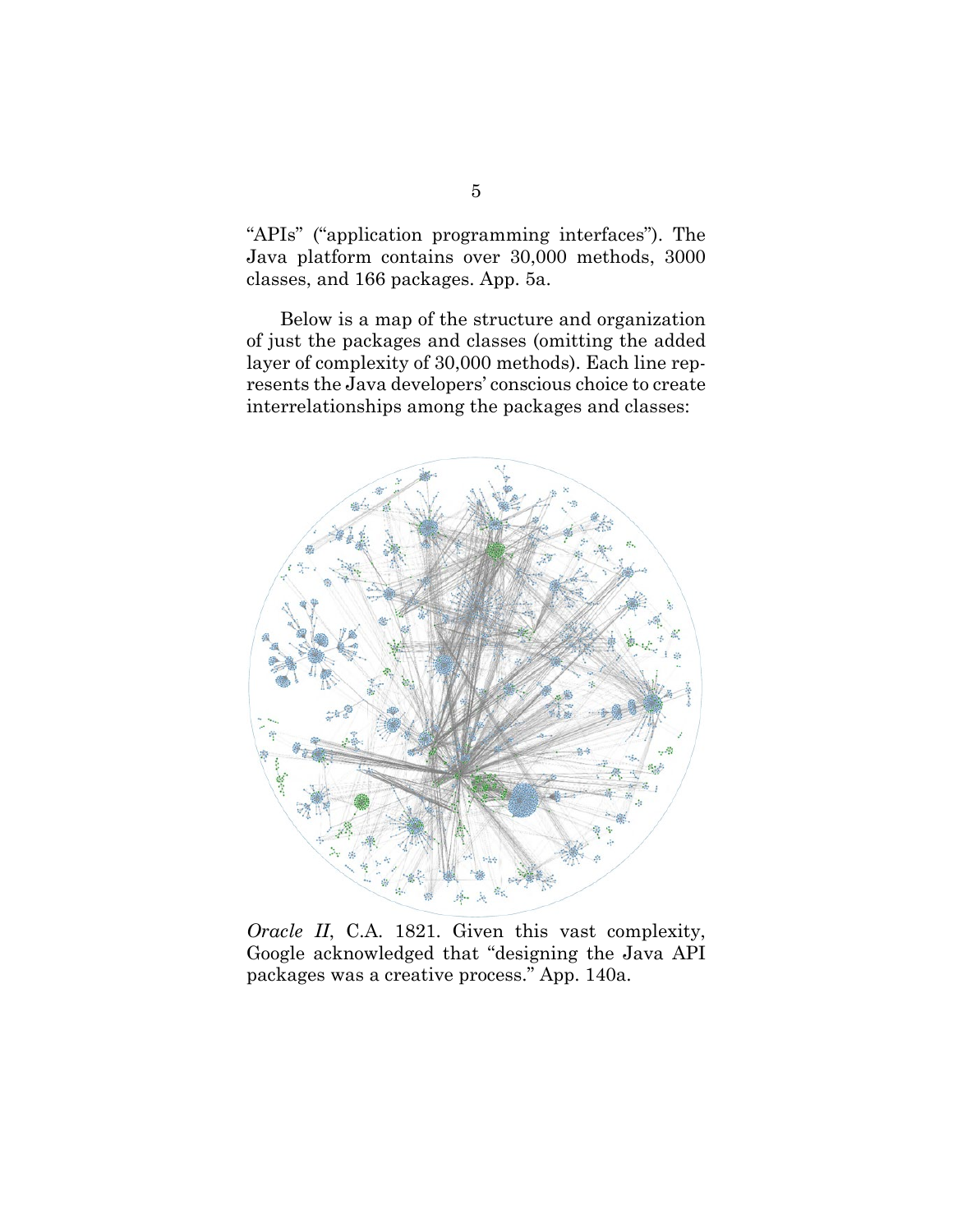"APIs" ("application programming interfaces"). The Java platform contains over 30,000 methods, 3000 classes, and 166 packages. App. 5a.

Below is a map of the structure and organization of just the packages and classes (omitting the added layer of complexity of 30,000 methods). Each line represents the Java developers' conscious choice to create interrelationships among the packages and classes:

*Oracle II*, C.A. 1821. Given this vast complexity, Google acknowledged that "designing the Java API packages was a creative process." App. 140a.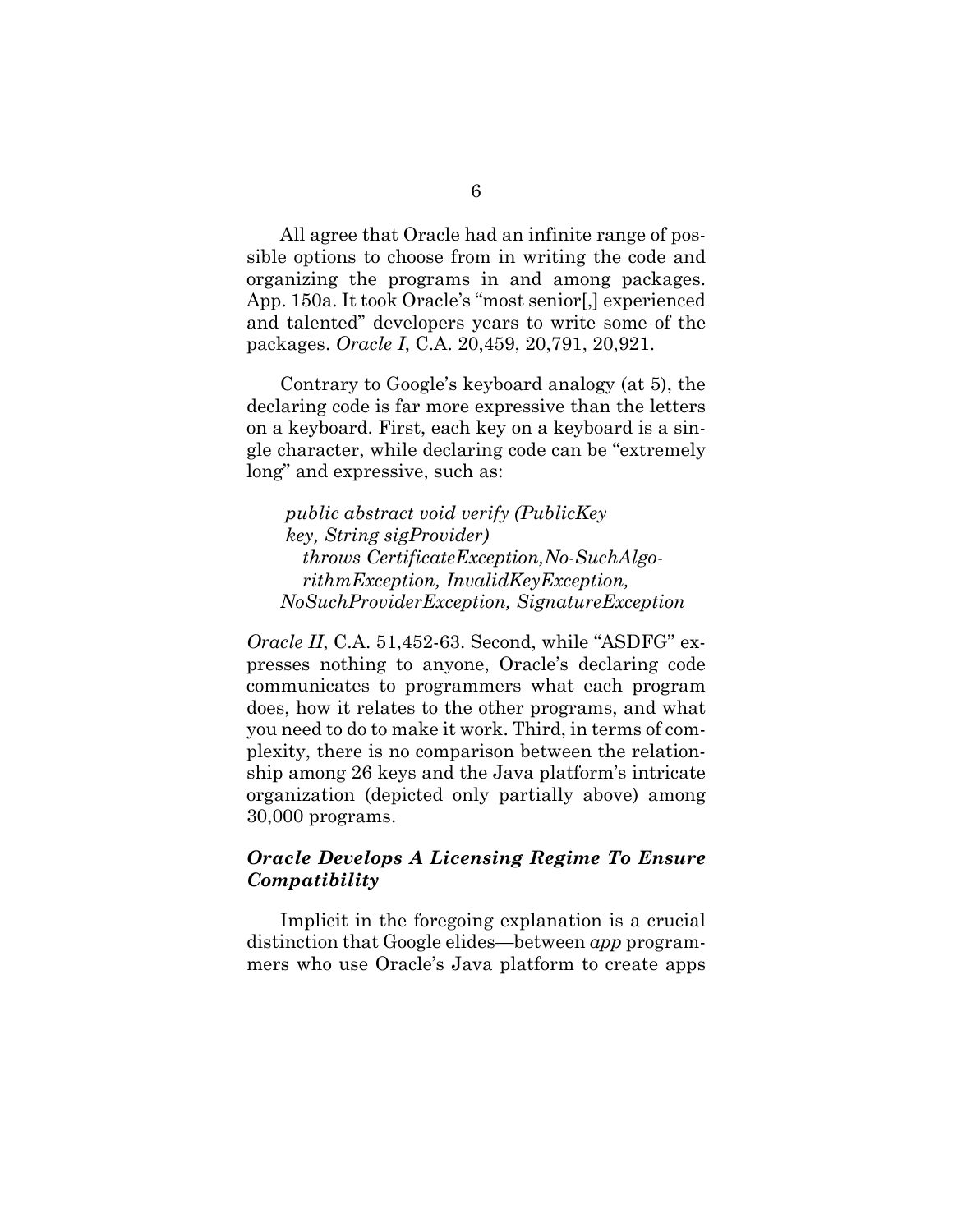All agree that Oracle had an infinite range of possible options to choose from in writing the code and organizing the programs in and among packages. App. 150a. It took Oracle's "most senior[,] experienced and talented" developers years to write some of the packages. *Oracle I*, C.A. 20,459, 20,791, 20,921.

Contrary to Google's keyboard analogy (at 5), the declaring code is far more expressive than the letters on a keyboard. First, each key on a keyboard is a single character, while declaring code can be "extremely long" and expressive, such as:

> *public abstract void verify (PublicKey key, String sigProvider)*
> *throws CertificateException,No-SuchAlgorithmException, InvalidKeyException, NoSuchProviderException, SignatureException*

*Oracle II*, C.A. 51,452-63. Second, while "ASDFG" expresses nothing to anyone, Oracle's declaring code communicates to programmers what each program does, how it relates to the other programs, and what you need to do to make it work. Third, in terms of complexity, there is no comparison between the relationship among 26 keys and the Java platform's intricate organization (depicted only partially above) among 30,000 programs.

### *Oracle Develops A Licensing Regime To Ensure Compatibility*

Implicit in the foregoing explanation is a crucial distinction that Google elides—between *app* programmers who use Oracle's Java platform to create apps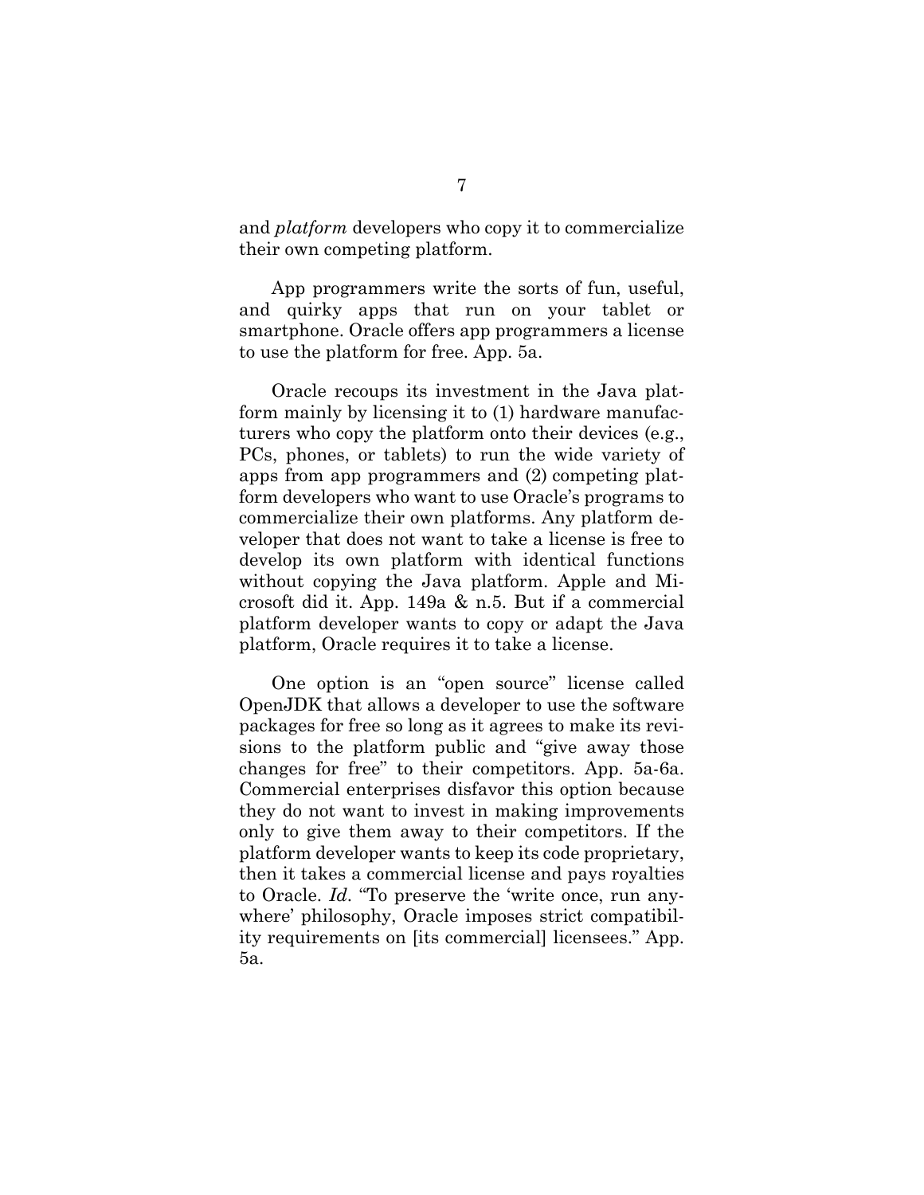and *platform* developers who copy it to commercialize their own competing platform.

App programmers write the sorts of fun, useful, and quirky apps that run on your tablet or smartphone. Oracle offers app programmers a license to use the platform for free. App. 5a.

Oracle recoups its investment in the Java platform mainly by licensing it to (1) hardware manufacturers who copy the platform onto their devices (e.g., PCs, phones, or tablets) to run the wide variety of apps from app programmers and (2) competing platform developers who want to use Oracle's programs to commercialize their own platforms. Any platform developer that does not want to take a license is free to develop its own platform with identical functions without copying the Java platform. Apple and Microsoft did it. App. 149a & n.5. But if a commercial platform developer wants to copy or adapt the Java platform, Oracle requires it to take a license.

One option is an "open source" license called OpenJDK that allows a developer to use the software packages for free so long as it agrees to make its revisions to the platform public and "give away those changes for free" to their competitors. App. 5a-6a. Commercial enterprises disfavor this option because they do not want to invest in making improvements only to give them away to their competitors. If the platform developer wants to keep its code proprietary, then it takes a commercial license and pays royalties to Oracle. *Id*. "To preserve the 'write once, run anywhere' philosophy, Oracle imposes strict compatibility requirements on [its commercial] licensees." App. 5a.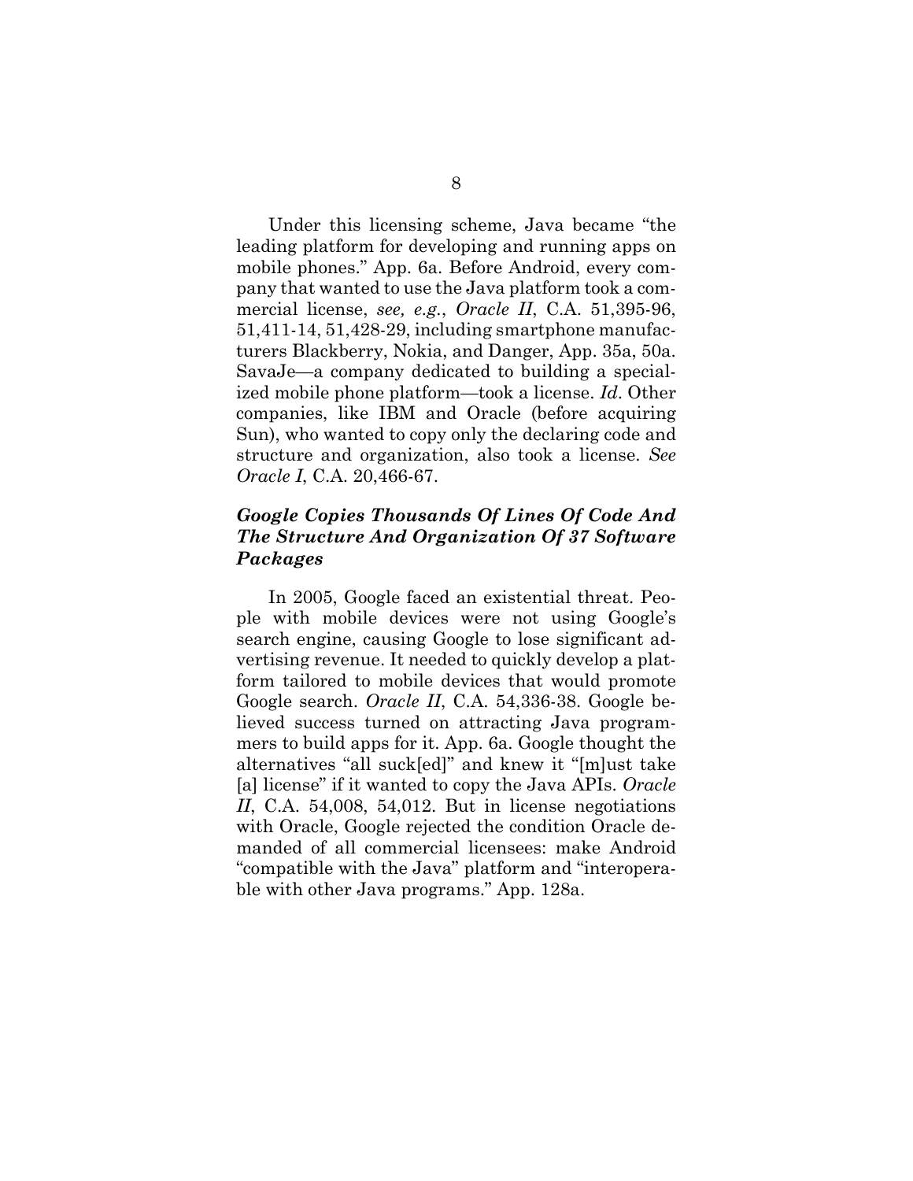Under this licensing scheme, Java became "the leading platform for developing and running apps on mobile phones." App. 6a. Before Android, every company that wanted to use the Java platform took a commercial license, *see, e.g.*, *Oracle II*, C.A. 51,395-96, 51,411-14, 51,428-29, including smartphone manufacturers Blackberry, Nokia, and Danger, App. 35a, 50a. SavaJe—a company dedicated to building a specialized mobile phone platform—took a license. *Id*. Other companies, like IBM and Oracle (before acquiring Sun), who wanted to copy only the declaring code and structure and organization, also took a license. *See Oracle I*, C.A. 20,466-67.

### *Google Copies Thousands Of Lines Of Code And The Structure And Organization Of 37 Software Packages*

In 2005, Google faced an existential threat. People with mobile devices were not using Google's search engine, causing Google to lose significant advertising revenue. It needed to quickly develop a platform tailored to mobile devices that would promote Google search. *Oracle II*, C.A. 54,336-38. Google believed success turned on attracting Java programmers to build apps for it. App. 6a. Google thought the alternatives "all suck[ed]" and knew it "[m]ust take [a] license" if it wanted to copy the Java APIs. *Oracle II*, C.A. 54,008, 54,012. But in license negotiations with Oracle, Google rejected the condition Oracle demanded of all commercial licensees: make Android "compatible with the Java" platform and "interoperable with other Java programs." App. 128a.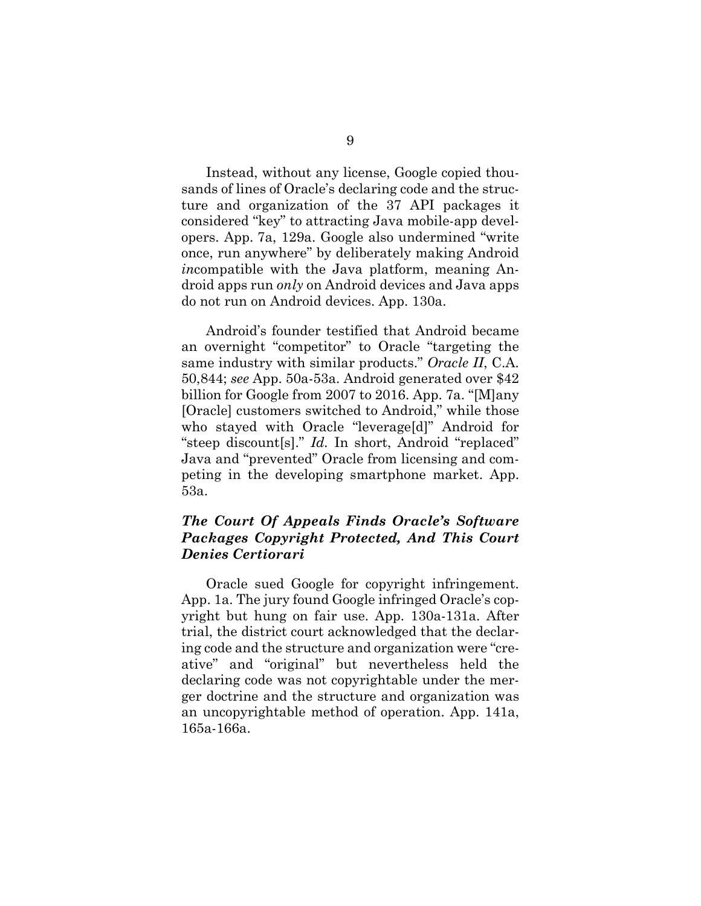Instead, without any license, Google copied thousands of lines of Oracle's declaring code and the structure and organization of the 37 API packages it considered "key" to attracting Java mobile-app developers. App. 7a, 129a. Google also undermined "write once, run anywhere" by deliberately making Android *in*compatible with the Java platform, meaning Android apps run *only* on Android devices and Java apps do not run on Android devices. App. 130a.

Android's founder testified that Android became an overnight "competitor" to Oracle "targeting the same industry with similar products." *Oracle II*, C.A. 50,844; *see* App. 50a-53a. Android generated over $42 billion for Google from 2007 to 2016. App. 7a. "[M]any [Oracle] customers switched to Android," while those who stayed with Oracle "leverage[d]" Android for "steep discount[s]." *Id.* In short, Android "replaced" Java and "prevented" Oracle from licensing and competing in the developing smartphone market. App. 53a.

### ***The Court Of Appeals Finds Oracle's Software Packages Copyright Protected, And This Court Denies Certiorari***

Oracle sued Google for copyright infringement. App. 1a. The jury found Google infringed Oracle's copyright but hung on fair use. App. 130a-131a. After trial, the district court acknowledged that the declaring code and the structure and organization were "creative" and "original" but nevertheless held the declaring code was not copyrightable under the merger doctrine and the structure and organization was an uncopyrightable method of operation. App. 141a, 165a-166a.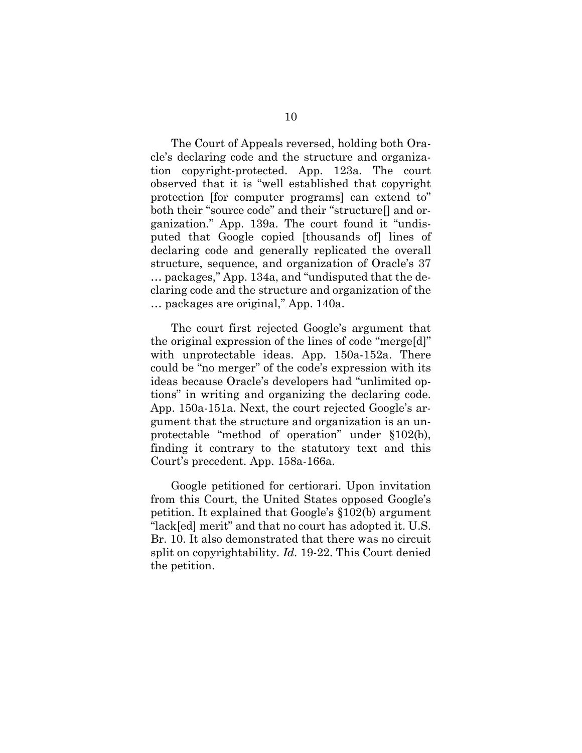The Court of Appeals reversed, holding both Oracle's declaring code and the structure and organization copyright-protected. App. 123a. The court observed that it is "well established that copyright protection [for computer programs] can extend to" both their "source code" and their "structure[] and organization." App. 139a. The court found it "undisputed that Google copied [thousands of] lines of declaring code and generally replicated the overall structure, sequence, and organization of Oracle's 37 … packages," App. 134a, and "undisputed that the declaring code and the structure and organization of the … packages are original," App. 140a.

The court first rejected Google's argument that the original expression of the lines of code "merge[d]" with unprotectable ideas. App. 150a-152a. There could be "no merger" of the code's expression with its ideas because Oracle's developers had "unlimited options" in writing and organizing the declaring code. App. 150a-151a. Next, the court rejected Google's argument that the structure and organization is an unprotectable "method of operation" under §102(b), finding it contrary to the statutory text and this Court's precedent. App. 158a-166a.

Google petitioned for certiorari. Upon invitation from this Court, the United States opposed Google's petition. It explained that Google's §102(b) argument "lack[ed] merit" and that no court has adopted it. U.S. Br. 10. It also demonstrated that there was no circuit split on copyrightability. *Id.* 19-22. This Court denied the petition.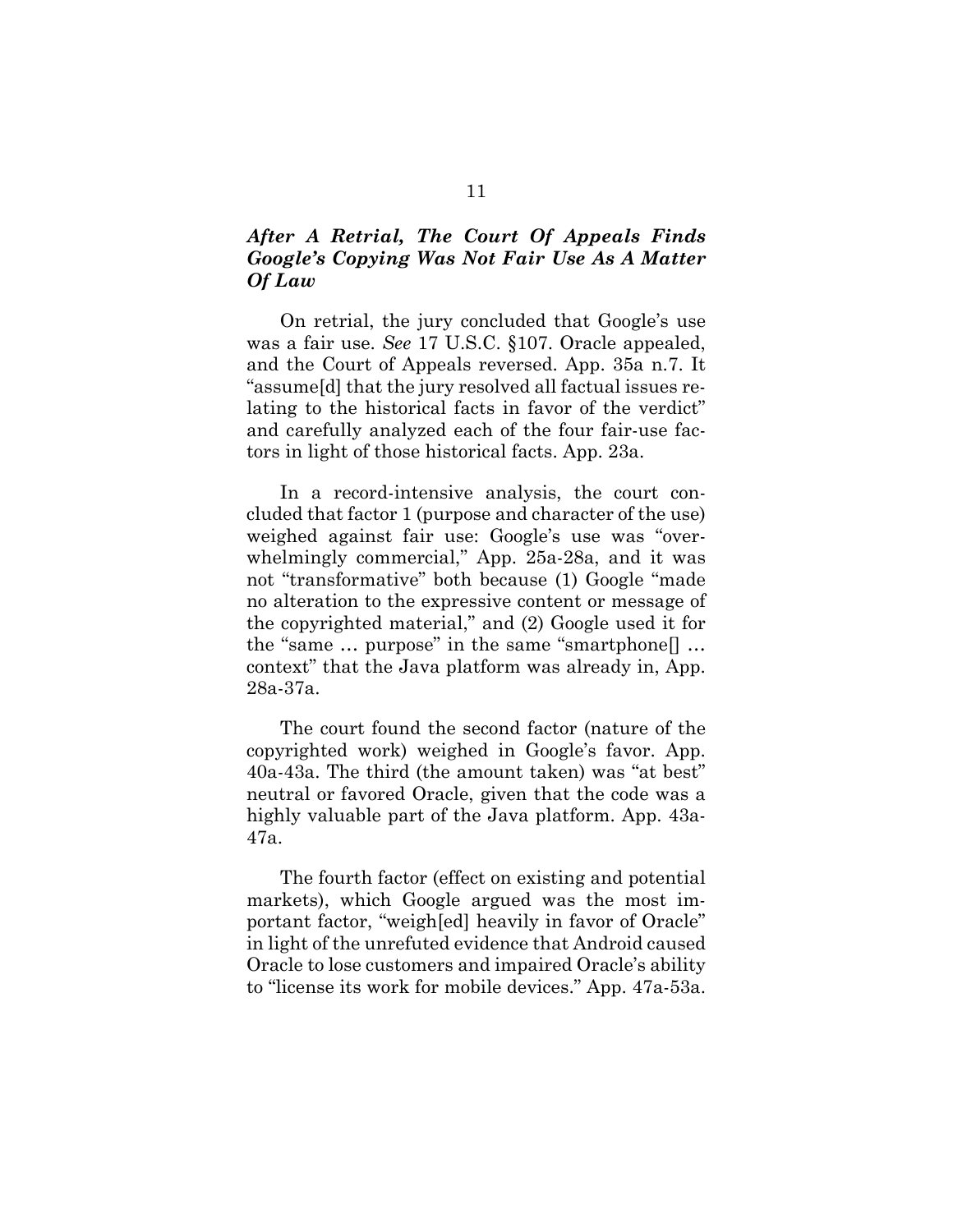### *After A Retrial, The Court Of Appeals Finds Google's Copying Was Not Fair Use As A Matter Of Law*

On retrial, the jury concluded that Google's use was a fair use. *See* 17 U.S.C. §107. Oracle appealed, and the Court of Appeals reversed. App. 35a n.7. It "assume[d] that the jury resolved all factual issues relating to the historical facts in favor of the verdict" and carefully analyzed each of the four fair-use factors in light of those historical facts. App. 23a.

In a record-intensive analysis, the court concluded that factor 1 (purpose and character of the use) weighed against fair use: Google's use was "overwhelmingly commercial," App. 25a-28a, and it was not "transformative" both because (1) Google "made no alteration to the expressive content or message of the copyrighted material," and (2) Google used it for the "same … purpose" in the same "smartphone[] … context" that the Java platform was already in, App. 28a-37a.

The court found the second factor (nature of the copyrighted work) weighed in Google's favor. App. 40a-43a. The third (the amount taken) was "at best" neutral or favored Oracle, given that the code was a highly valuable part of the Java platform. App. 43a-47a.

The fourth factor (effect on existing and potential markets), which Google argued was the most important factor, "weigh[ed] heavily in favor of Oracle" in light of the unrefuted evidence that Android caused Oracle to lose customers and impaired Oracle's ability to "license its work for mobile devices." App. 47a-53a.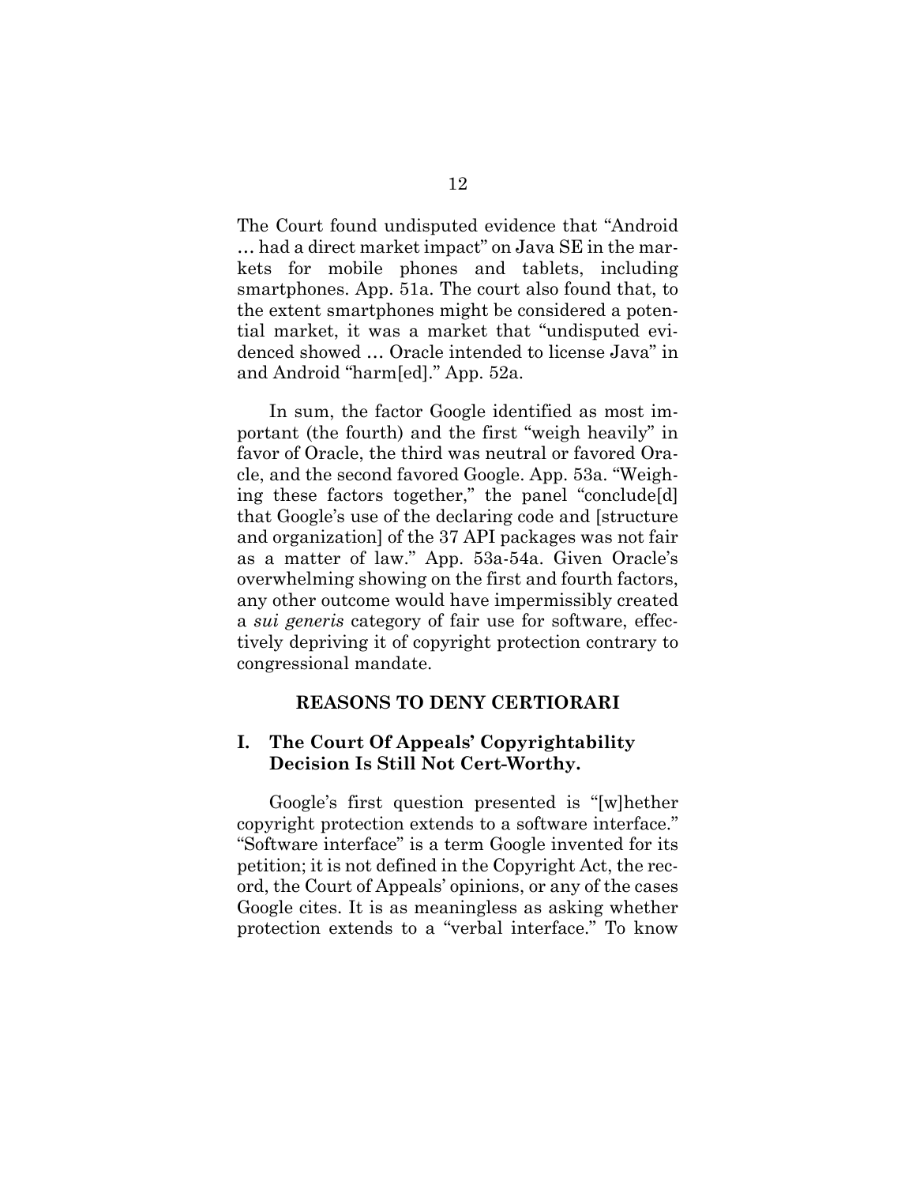The Court found undisputed evidence that "Android … had a direct market impact" on Java SE in the markets for mobile phones and tablets, including smartphones. App. 51a. The court also found that, to the extent smartphones might be considered a potential market, it was a market that "undisputed evidenced showed … Oracle intended to license Java" in and Android "harm[ed]." App. 52a.

In sum, the factor Google identified as most important (the fourth) and the first "weigh heavily" in favor of Oracle, the third was neutral or favored Oracle, and the second favored Google. App. 53a. "Weighing these factors together," the panel "conclude[d] that Google's use of the declaring code and [structure and organization] of the 37 API packages was not fair as a matter of law." App. 53a-54a. Given Oracle's overwhelming showing on the first and fourth factors, any other outcome would have impermissibly created a *sui generis* category of fair use for software, effectively depriving it of copyright protection contrary to congressional mandate.

## REASONS TO DENY CERTIORARI

### I. The Court Of Appeals' Copyrightability Decision Is Still Not Cert-Worthy.

Google's first question presented is "[w]hether copyright protection extends to a software interface." "Software interface" is a term Google invented for its petition; it is not defined in the Copyright Act, the record, the Court of Appeals' opinions, or any of the cases Google cites. It is as meaningless as asking whether protection extends to a "verbal interface." To know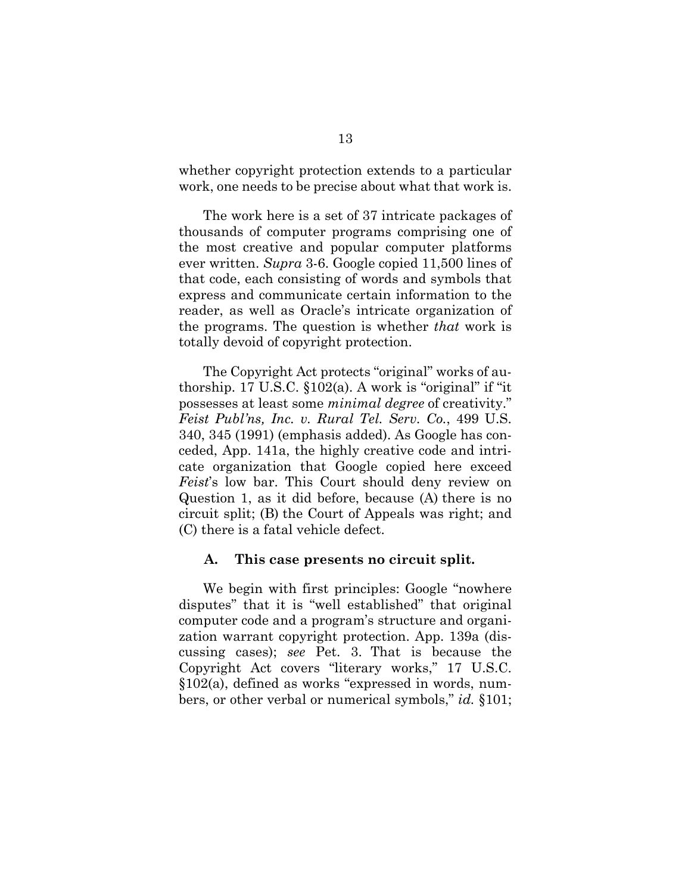whether copyright protection extends to a particular work, one needs to be precise about what that work is.

The work here is a set of 37 intricate packages of thousands of computer programs comprising one of the most creative and popular computer platforms ever written. *Supra* 3-6. Google copied 11,500 lines of that code, each consisting of words and symbols that express and communicate certain information to the reader, as well as Oracle's intricate organization of the programs. The question is whether *that* work is totally devoid of copyright protection.

The Copyright Act protects "original" works of authorship. 17 U.S.C. §102(a). A work is "original" if "it possesses at least some *minimal degree* of creativity." *Feist Publ'ns, Inc. v. Rural Tel. Serv. Co.*, 499 U.S. 340, 345 (1991) (emphasis added). As Google has conceded, App. 141a, the highly creative code and intricate organization that Google copied here exceed *Feist*'s low bar. This Court should deny review on Question 1, as it did before, because (A) there is no circuit split; (B) the Court of Appeals was right; and (C) there is a fatal vehicle defect.

### A. This case presents no circuit split.

We begin with first principles: Google "nowhere disputes" that it is "well established" that original computer code and a program's structure and organization warrant copyright protection. App. 139a (discussing cases); *see* Pet. 3. That is because the Copyright Act covers "literary works," 17 U.S.C. §102(a), defined as works "expressed in words, numbers, or other verbal or numerical symbols," *id.* §101;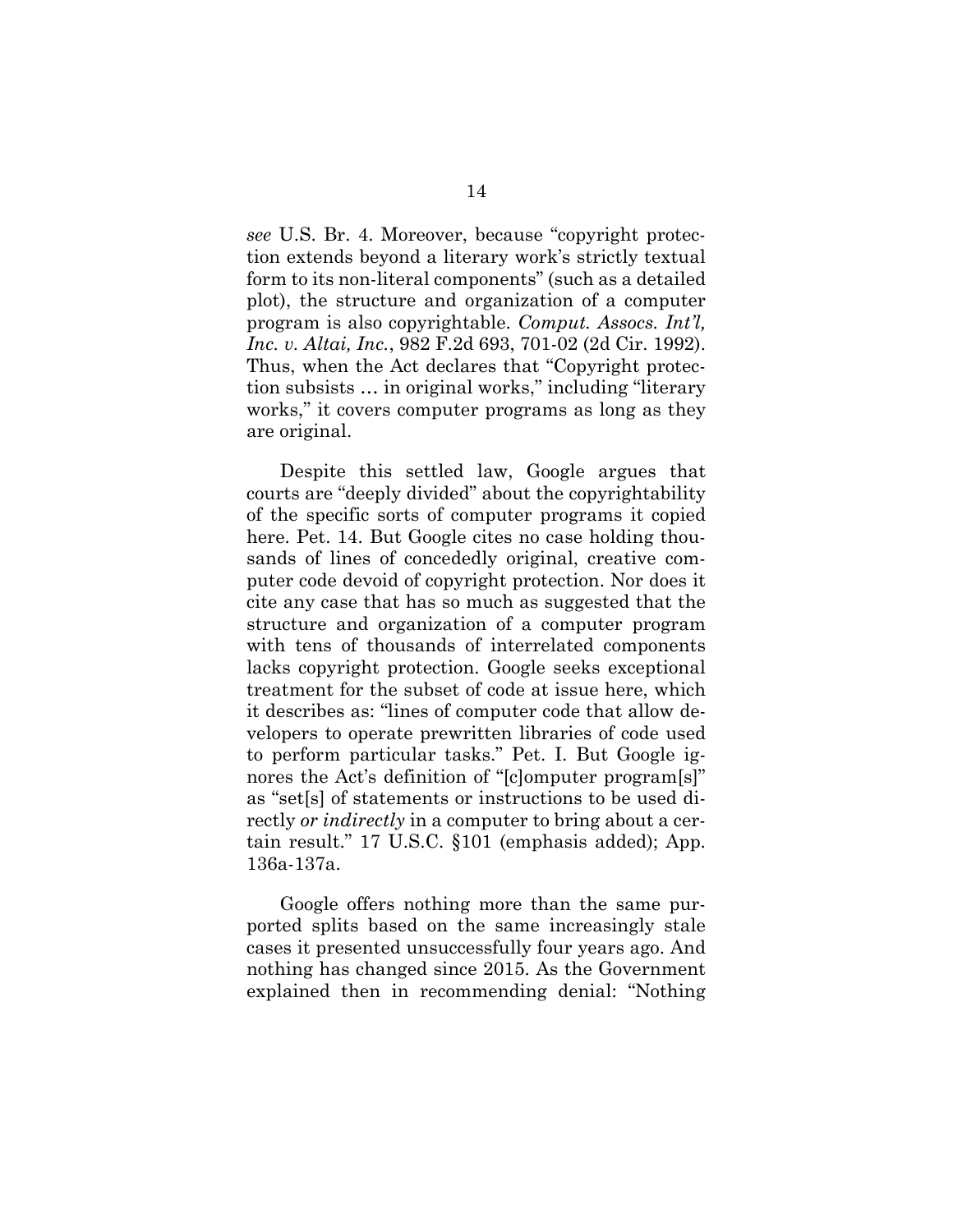*see* U.S. Br. 4. Moreover, because "copyright protection extends beyond a literary work's strictly textual form to its non-literal components" (such as a detailed plot), the structure and organization of a computer program is also copyrightable. *Comput. Assocs. Int'l, Inc. v. Altai, Inc.*, 982 F.2d 693, 701-02 (2d Cir. 1992). Thus, when the Act declares that "Copyright protection subsists … in original works," including "literary works," it covers computer programs as long as they are original.

Despite this settled law, Google argues that courts are "deeply divided" about the copyrightability of the specific sorts of computer programs it copied here. Pet. 14. But Google cites no case holding thousands of lines of concededly original, creative computer code devoid of copyright protection. Nor does it cite any case that has so much as suggested that the structure and organization of a computer program with tens of thousands of interrelated components lacks copyright protection. Google seeks exceptional treatment for the subset of code at issue here, which it describes as: "lines of computer code that allow developers to operate prewritten libraries of code used to perform particular tasks." Pet. I. But Google ignores the Act's definition of "[c]omputer program[s]" as "set[s] of statements or instructions to be used directly *or indirectly* in a computer to bring about a certain result." 17 U.S.C. §101 (emphasis added); App. 136a-137a.

Google offers nothing more than the same purported splits based on the same increasingly stale cases it presented unsuccessfully four years ago. And nothing has changed since 2015. As the Government explained then in recommending denial: "Nothing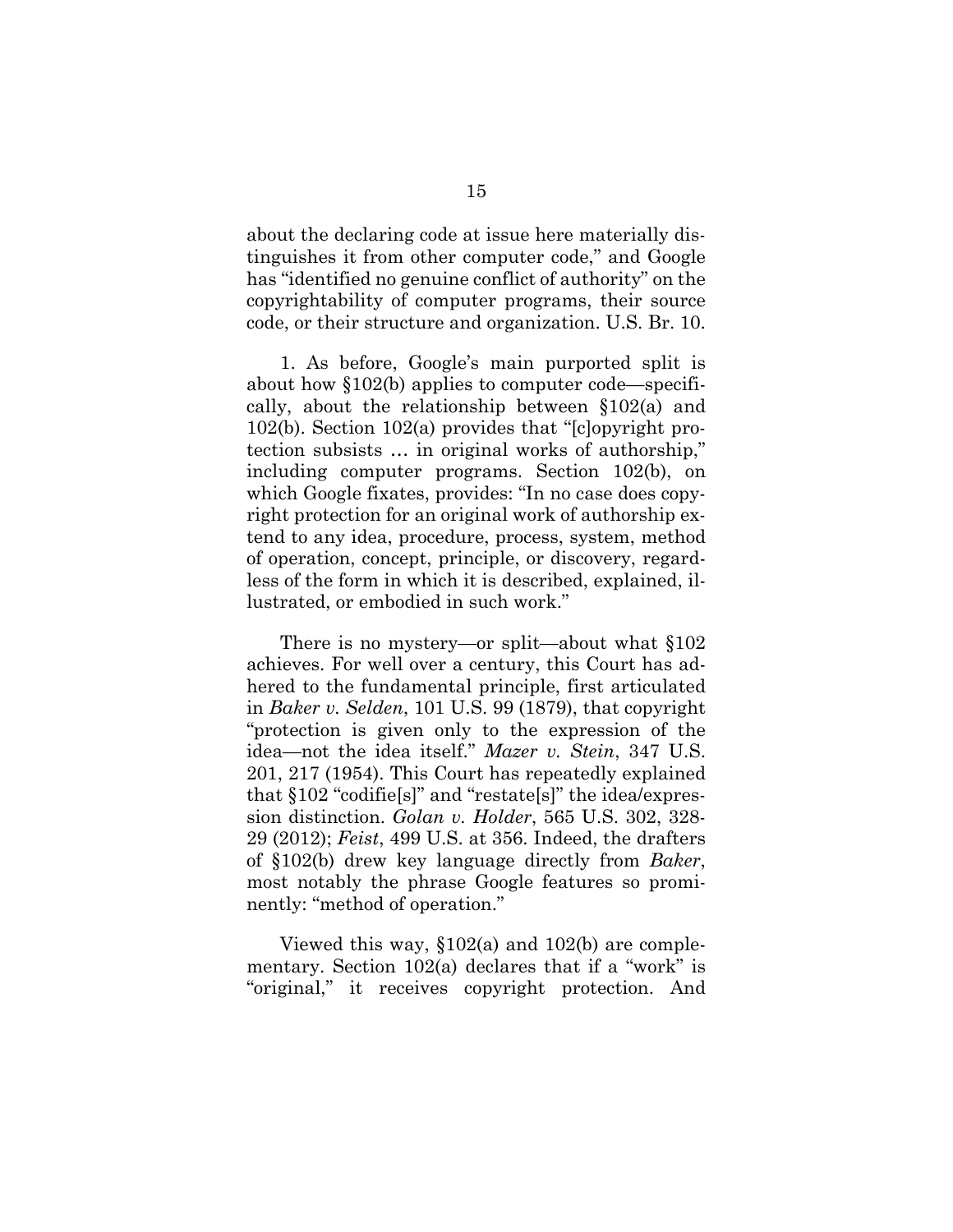about the declaring code at issue here materially distinguishes it from other computer code," and Google has "identified no genuine conflict of authority" on the copyrightability of computer programs, their source code, or their structure and organization. U.S. Br. 10.

1. As before, Google's main purported split is about how §102(b) applies to computer code—specifically, about the relationship between §102(a) and 102(b). Section 102(a) provides that "[c]opyright protection subsists … in original works of authorship," including computer programs. Section 102(b), on which Google fixates, provides: "In no case does copyright protection for an original work of authorship extend to any idea, procedure, process, system, method of operation, concept, principle, or discovery, regardless of the form in which it is described, explained, illustrated, or embodied in such work."

There is no mystery—or split—about what §102 achieves. For well over a century, this Court has adhered to the fundamental principle, first articulated in *Baker v. Selden*, 101 U.S. 99 (1879), that copyright "protection is given only to the expression of the idea—not the idea itself." *Mazer v. Stein*, 347 U.S. 201, 217 (1954). This Court has repeatedly explained that §102 "codifie[s]" and "restate[s]" the idea/expression distinction. *Golan v. Holder*, 565 U.S. 302, 328-29 (2012); *Feist*, 499 U.S. at 356. Indeed, the drafters of §102(b) drew key language directly from *Baker*, most notably the phrase Google features so prominently: "method of operation."

Viewed this way, §102(a) and 102(b) are complementary. Section 102(a) declares that if a "work" is "original," it receives copyright protection. And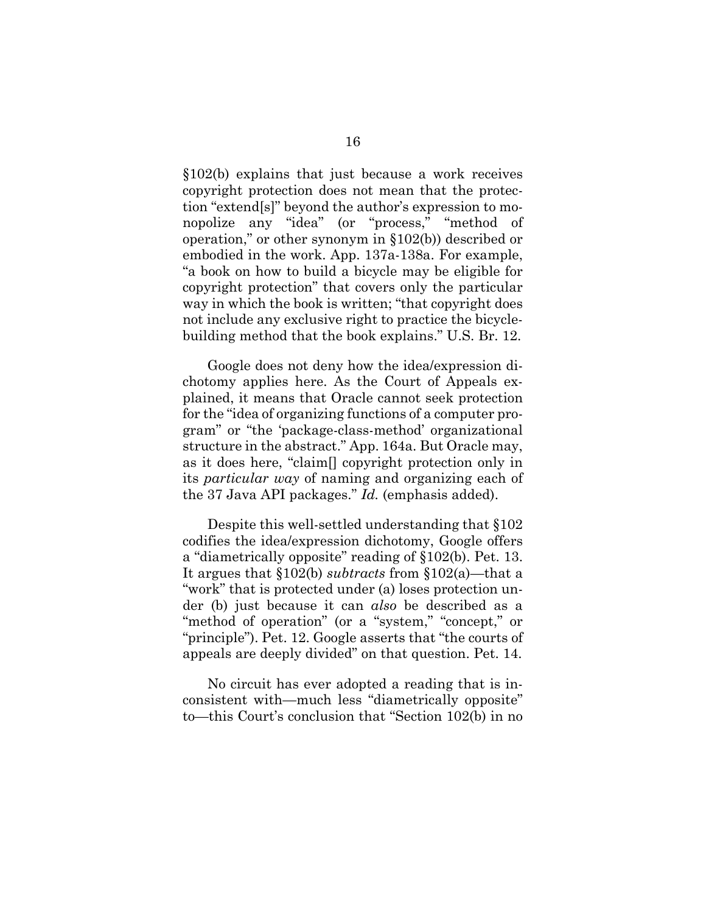§102(b) explains that just because a work receives copyright protection does not mean that the protection "extend[s]" beyond the author's expression to monopolize any "idea" (or "process," "method of operation," or other synonym in §102(b)) described or embodied in the work. App. 137a-138a. For example, "a book on how to build a bicycle may be eligible for copyright protection" that covers only the particular way in which the book is written; "that copyright does not include any exclusive right to practice the bicycle-building method that the book explains." U.S. Br. 12.

Google does not deny how the idea/expression dichotomy applies here. As the Court of Appeals explained, it means that Oracle cannot seek protection for the "idea of organizing functions of a computer program" or "the 'package-class-method' organizational structure in the abstract." App. 164a. But Oracle may, as it does here, "claim[] copyright protection only in its *particular way* of naming and organizing each of the 37 Java API packages." *Id.* (emphasis added).

Despite this well-settled understanding that §102 codifies the idea/expression dichotomy, Google offers a "diametrically opposite" reading of §102(b). Pet. 13. It argues that §102(b) *subtracts* from §102(a)—that a "work" that is protected under (a) loses protection under (b) just because it can *also* be described as a "method of operation" (or a "system," "concept," or "principle"). Pet. 12. Google asserts that "the courts of appeals are deeply divided" on that question. Pet. 14.

No circuit has ever adopted a reading that is inconsistent with—much less "diametrically opposite" to—this Court's conclusion that "Section 102(b) in no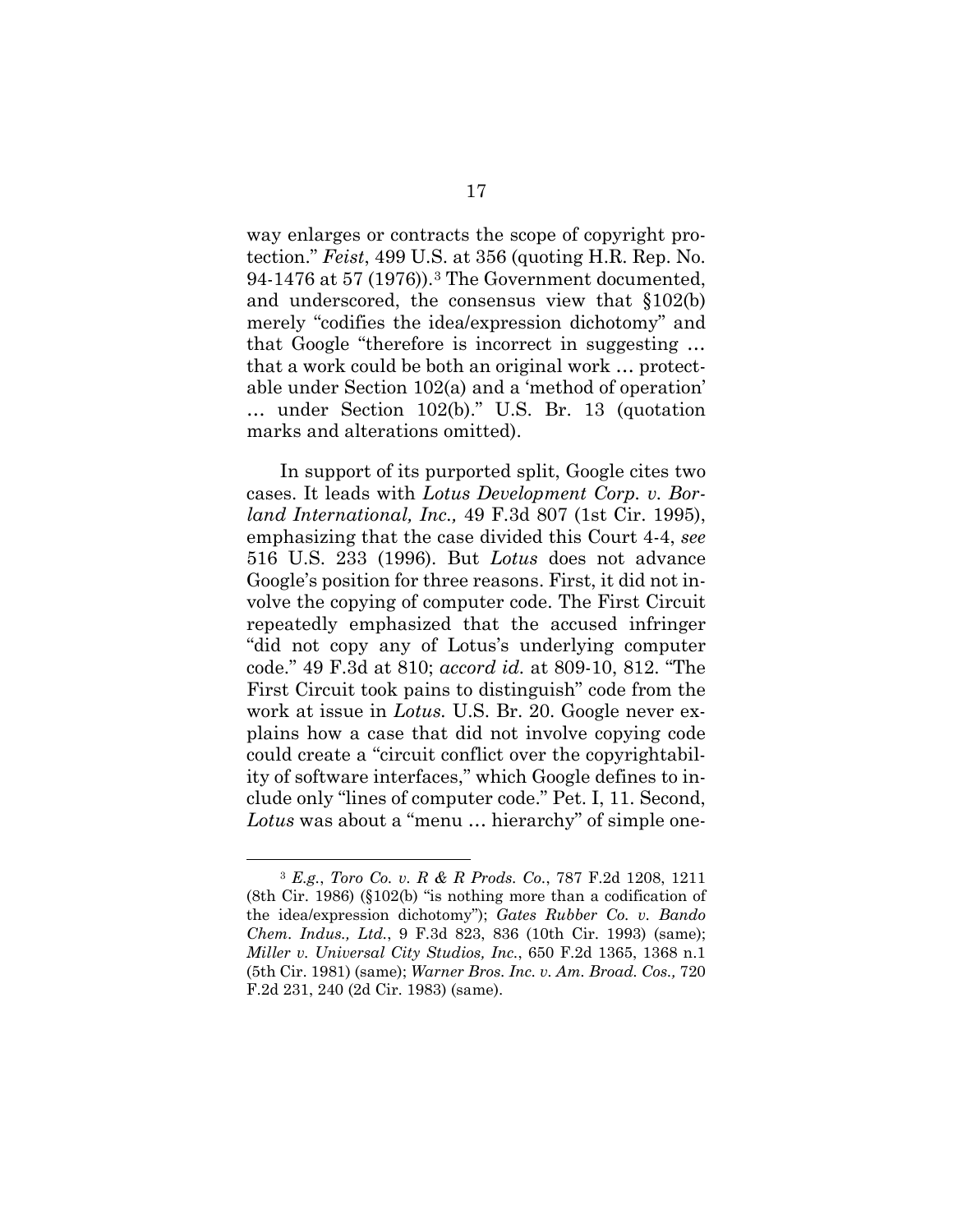way enlarges or contracts the scope of copyright protection." *Feist*, 499 U.S. at 356 (quoting H.R. Rep. No. 94-1476 at 57 (1976)).[3] The Government documented, and underscored, the consensus view that §102(b) merely "codifies the idea/expression dichotomy" and that Google "therefore is incorrect in suggesting … that a work could be both an original work … protectable under Section 102(a) and a 'method of operation' … under Section 102(b)." U.S. Br. 13 (quotation marks and alterations omitted).

In support of its purported split, Google cites two cases. It leads with *Lotus Development Corp. v. Borland International, Inc.,* 49 F.3d 807 (1st Cir. 1995), emphasizing that the case divided this Court 4-4, *see* 516 U.S. 233 (1996). But *Lotus* does not advance Google's position for three reasons. First, it did not involve the copying of computer code. The First Circuit repeatedly emphasized that the accused infringer "did not copy any of Lotus's underlying computer code." 49 F.3d at 810; *accord id.* at 809-10, 812. "The First Circuit took pains to distinguish" code from the work at issue in *Lotus.* U.S. Br. 20. Google never explains how a case that did not involve copying code could create a "circuit conflict over the copyrightability of software interfaces," which Google defines to include only "lines of computer code." Pet. I, 11. Second, *Lotus* was about a "menu … hierarchy" of simple one-

---

[3] *E.g.*, *Toro Co. v. R & R Prods. Co.*, 787 F.2d 1208, 1211 (8th Cir. 1986) (§102(b) "is nothing more than a codification of the idea/expression dichotomy"); *Gates Rubber Co. v. Bando Chem. Indus., Ltd.*, 9 F.3d 823, 836 (10th Cir. 1993) (same); *Miller v. Universal City Studios, Inc.*, 650 F.2d 1365, 1368 n.1 (5th Cir. 1981) (same); *Warner Bros. Inc. v. Am. Broad. Cos.,* 720 F.2d 231, 240 (2d Cir. 1983) (same).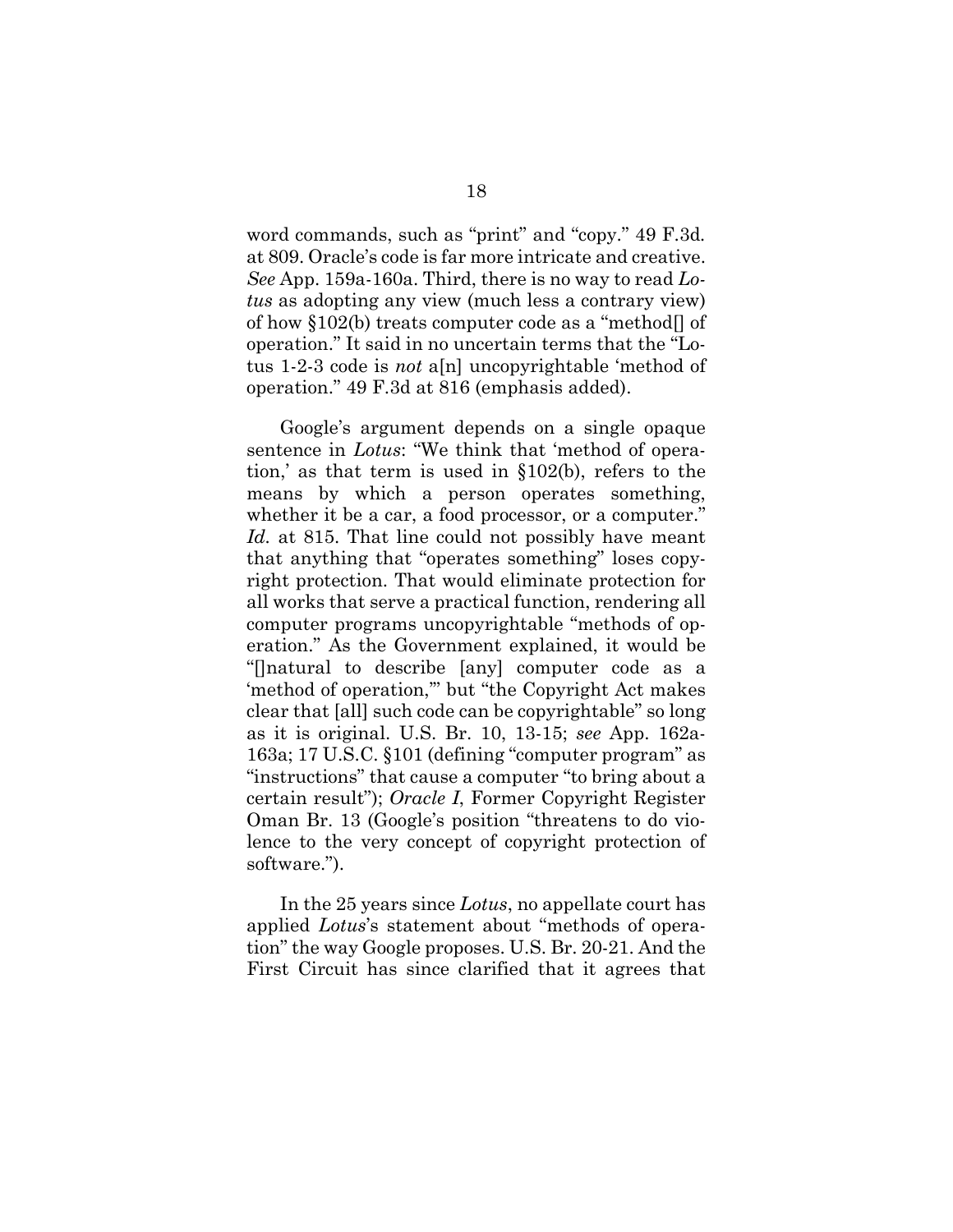word commands, such as "print" and "copy." 49 F.3d. at 809. Oracle's code is far more intricate and creative. *See* App. 159a-160a. Third, there is no way to read *Lotus* as adopting any view (much less a contrary view) of how §102(b) treats computer code as a "method[] of operation." It said in no uncertain terms that the "Lotus 1-2-3 code is *not* a[n] uncopyrightable 'method of operation." 49 F.3d at 816 (emphasis added).

Google's argument depends on a single opaque sentence in *Lotus*: "We think that 'method of operation,' as that term is used in §102(b), refers to the means by which a person operates something, whether it be a car, a food processor, or a computer." *Id.* at 815. That line could not possibly have meant that anything that "operates something" loses copyright protection. That would eliminate protection for all works that serve a practical function, rendering all computer programs uncopyrightable "methods of operation." As the Government explained, it would be "[]natural to describe [any] computer code as a 'method of operation,'" but "the Copyright Act makes clear that [all] such code can be copyrightable" so long as it is original. U.S. Br. 10, 13-15; *see* App. 162a-163a; 17 U.S.C. §101 (defining "computer program" as "instructions" that cause a computer "to bring about a certain result"); *Oracle I*, Former Copyright Register Oman Br. 13 (Google's position "threatens to do violence to the very concept of copyright protection of software.").

In the 25 years since *Lotus*, no appellate court has applied *Lotus*'s statement about "methods of operation" the way Google proposes. U.S. Br. 20-21. And the First Circuit has since clarified that it agrees that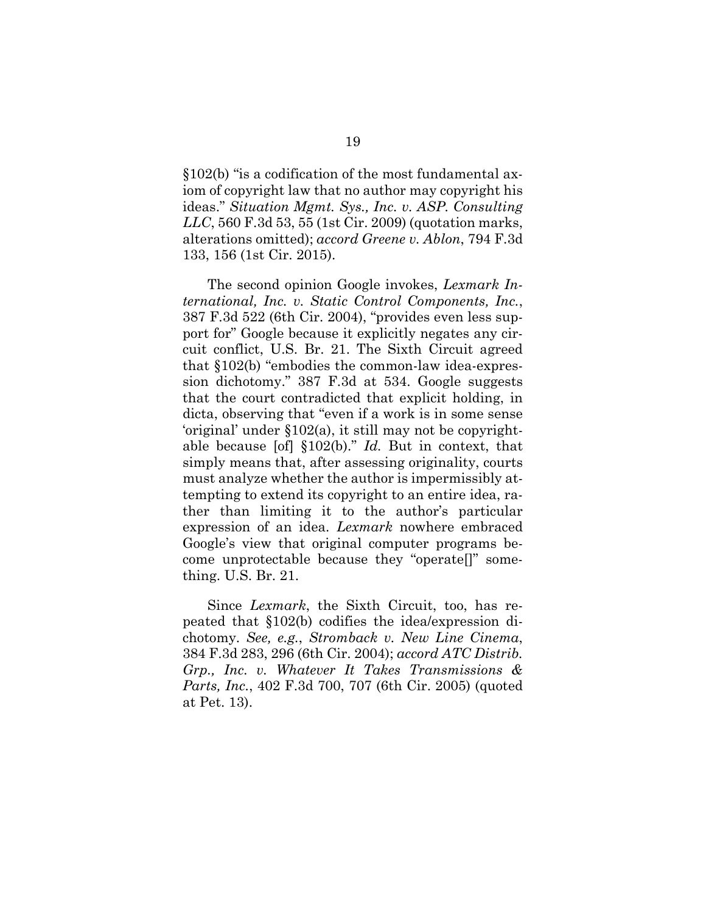§102(b) "is a codification of the most fundamental axiom of copyright law that no author may copyright his ideas." *Situation Mgmt. Sys., Inc. v. ASP. Consulting LLC*, 560 F.3d 53, 55 (1st Cir. 2009) (quotation marks, alterations omitted); *accord Greene v. Ablon*, 794 F.3d 133, 156 (1st Cir. 2015).

The second opinion Google invokes, *Lexmark International, Inc. v. Static Control Components, Inc.*, 387 F.3d 522 (6th Cir. 2004), "provides even less support for" Google because it explicitly negates any circuit conflict, U.S. Br. 21. The Sixth Circuit agreed that §102(b) "embodies the common-law idea-expression dichotomy." 387 F.3d at 534. Google suggests that the court contradicted that explicit holding, in dicta, observing that "even if a work is in some sense 'original' under §102(a), it still may not be copyrightable because [of] §102(b)." *Id.* But in context, that simply means that, after assessing originality, courts must analyze whether the author is impermissibly attempting to extend its copyright to an entire idea, rather than limiting it to the author's particular expression of an idea. *Lexmark* nowhere embraced Google's view that original computer programs become unprotectable because they "operate[]" something. U.S. Br. 21.

Since *Lexmark*, the Sixth Circuit, too, has repeated that §102(b) codifies the idea/expression dichotomy. *See, e.g.*, *Stromback v. New Line Cinema*, 384 F.3d 283, 296 (6th Cir. 2004); *accord ATC Distrib. Grp., Inc. v. Whatever It Takes Transmissions & Parts, Inc.*, 402 F.3d 700, 707 (6th Cir. 2005) (quoted at Pet. 13).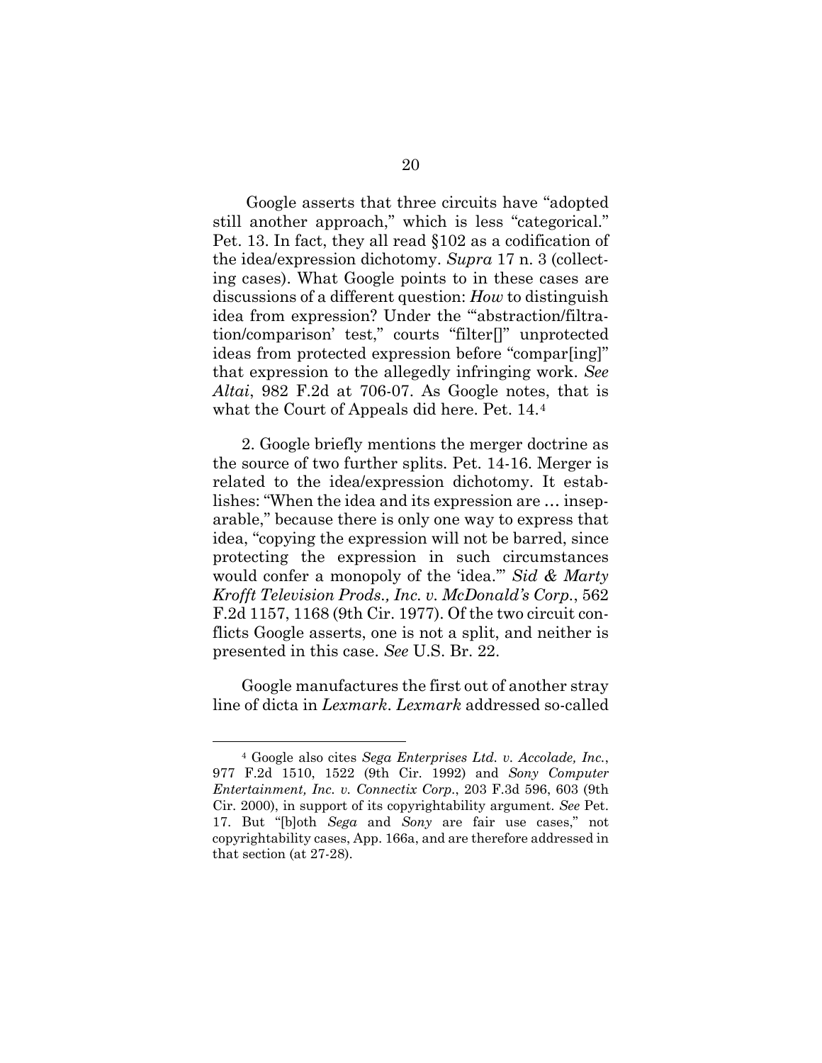Google asserts that three circuits have "adopted still another approach," which is less "categorical." Pet. 13. In fact, they all read §102 as a codification of the idea/expression dichotomy. *Supra* 17 n. 3 (collecting cases). What Google points to in these cases are discussions of a different question: *How* to distinguish idea from expression? Under the "'abstraction/filtration/comparison' test," courts "filter[]" unprotected ideas from protected expression before "compar[ing]" that expression to the allegedly infringing work. *See Altai*, 982 F.2d at 706-07. As Google notes, that is what the Court of Appeals did here. Pet. 14.[4]

2. Google briefly mentions the merger doctrine as the source of two further splits. Pet. 14-16. Merger is related to the idea/expression dichotomy. It establishes: "When the idea and its expression are … inseparable," because there is only one way to express that idea, "copying the expression will not be barred, since protecting the expression in such circumstances would confer a monopoly of the 'idea.'" *Sid & Marty Krofft Television Prods., Inc. v. McDonald's Corp.*, 562 F.2d 1157, 1168 (9th Cir. 1977). Of the two circuit conflicts Google asserts, one is not a split, and neither is presented in this case. *See* U.S. Br. 22.

Google manufactures the first out of another stray line of dicta in *Lexmark*. *Lexmark* addressed so-called

---

[4] Google also cites *Sega Enterprises Ltd. v. Accolade, Inc.*, 977 F.2d 1510, 1522 (9th Cir. 1992) and *Sony Computer Entertainment, Inc. v. Connectix Corp.*, 203 F.3d 596, 603 (9th Cir. 2000), in support of its copyrightability argument. *See* Pet. 17. But "[b]oth *Sega* and *Sony* are fair use cases," not copyrightability cases, App. 166a, and are therefore addressed in that section (at 27-28).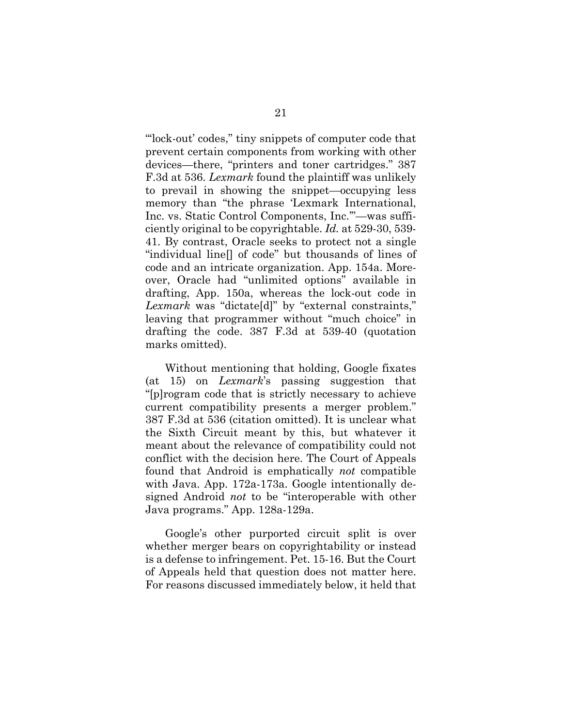"'lock-out' codes," tiny snippets of computer code that prevent certain components from working with other devices—there, "printers and toner cartridges." 387 F.3d at 536. *Lexmark* found the plaintiff was unlikely to prevail in showing the snippet—occupying less memory than "the phrase 'Lexmark International, Inc. vs. Static Control Components, Inc.'"—was sufficiently original to be copyrightable. *Id.* at 529-30, 539-41. By contrast, Oracle seeks to protect not a single "individual line[] of code" but thousands of lines of code and an intricate organization. App. 154a. Moreover, Oracle had "unlimited options" available in drafting, App. 150a, whereas the lock-out code in *Lexmark* was "dictate[d]" by "external constraints," leaving that programmer without "much choice" in drafting the code. 387 F.3d at 539-40 (quotation marks omitted).

Without mentioning that holding, Google fixates (at 15) on *Lexmark*'s passing suggestion that "[p]rogram code that is strictly necessary to achieve current compatibility presents a merger problem." 387 F.3d at 536 (citation omitted). It is unclear what the Sixth Circuit meant by this, but whatever it meant about the relevance of compatibility could not conflict with the decision here. The Court of Appeals found that Android is emphatically *not* compatible with Java. App. 172a-173a. Google intentionally designed Android *not* to be "interoperable with other Java programs." App. 128a-129a.

Google's other purported circuit split is over whether merger bears on copyrightability or instead is a defense to infringement. Pet. 15-16. But the Court of Appeals held that question does not matter here. For reasons discussed immediately below, it held that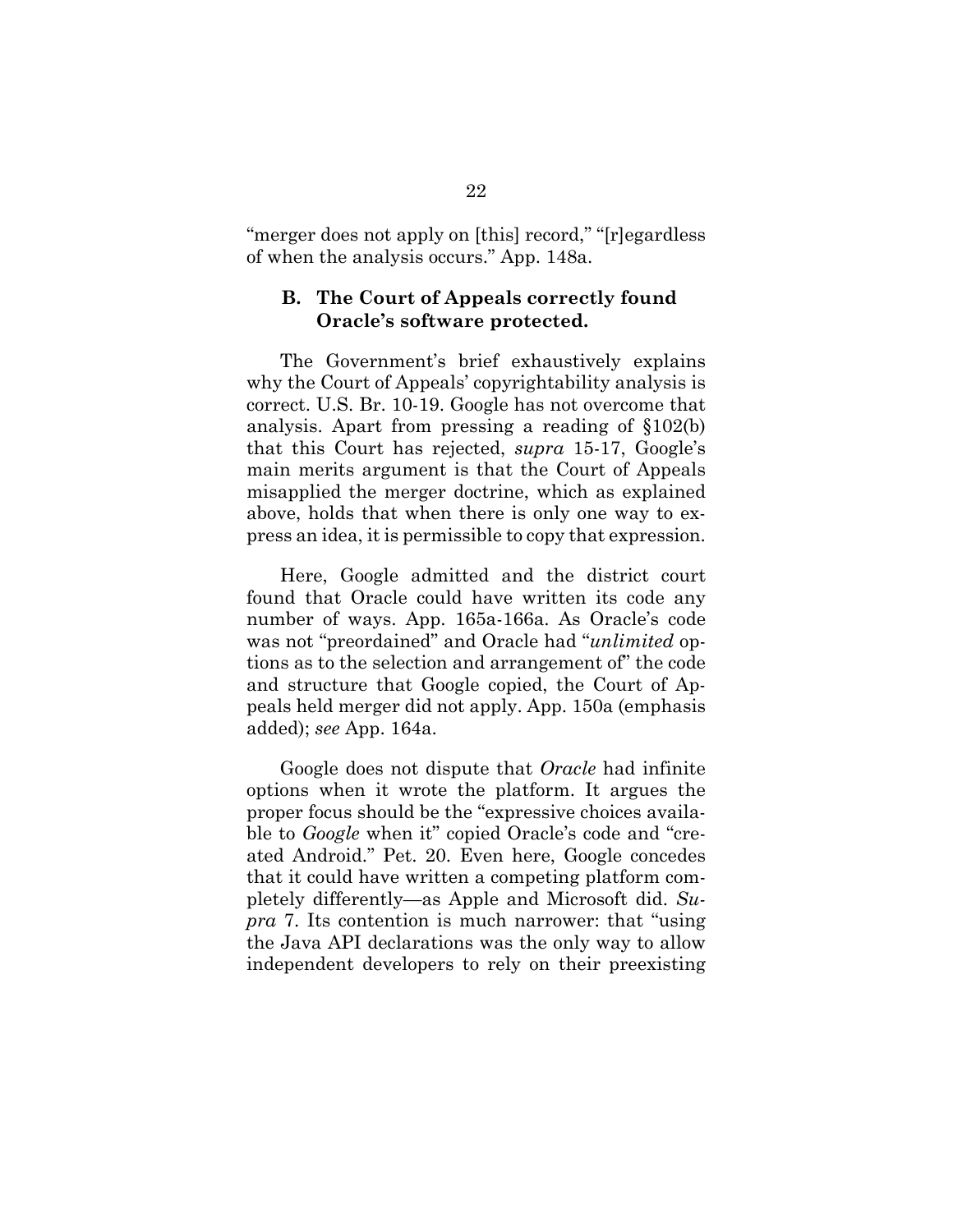"merger does not apply on [this] record," "[r]egardless of when the analysis occurs." App. 148a.

### B. The Court of Appeals correctly found Oracle's software protected.

The Government's brief exhaustively explains why the Court of Appeals' copyrightability analysis is correct. U.S. Br. 10-19. Google has not overcome that analysis. Apart from pressing a reading of §102(b) that this Court has rejected, *supra* 15-17, Google's main merits argument is that the Court of Appeals misapplied the merger doctrine, which as explained above, holds that when there is only one way to express an idea, it is permissible to copy that expression.

Here, Google admitted and the district court found that Oracle could have written its code any number of ways. App. 165a-166a. As Oracle's code was not "preordained" and Oracle had "*unlimited* options as to the selection and arrangement of" the code and structure that Google copied, the Court of Appeals held merger did not apply. App. 150a (emphasis added); *see* App. 164a.

Google does not dispute that *Oracle* had infinite options when it wrote the platform. It argues the proper focus should be the "expressive choices available to *Google* when it" copied Oracle's code and "created Android." Pet. 20. Even here, Google concedes that it could have written a competing platform completely differently—as Apple and Microsoft did. *Supra* 7. Its contention is much narrower: that "using the Java API declarations was the only way to allow independent developers to rely on their preexisting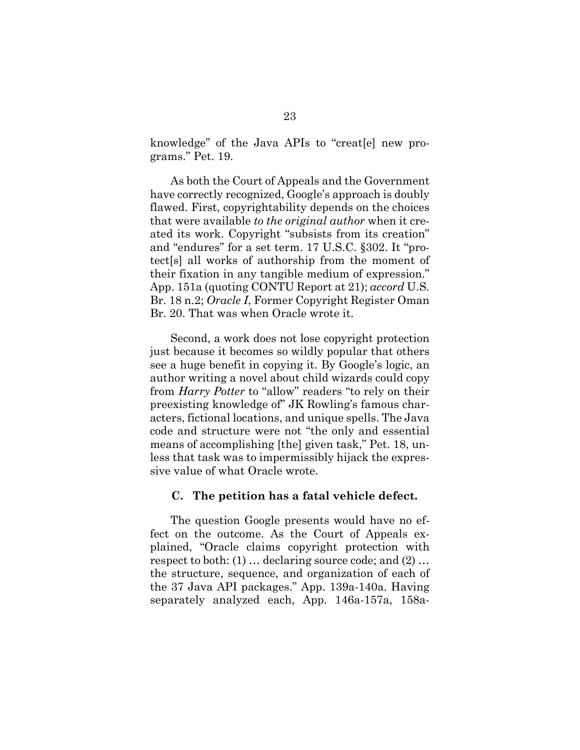knowledge" of the Java APIs to "creat[e] new programs." Pet. 19.

As both the Court of Appeals and the Government have correctly recognized, Google's approach is doubly flawed. First, copyrightability depends on the choices that were available *to the original author* when it created its work. Copyright "subsists from its creation" and "endures" for a set term. 17 U.S.C. §302. It "protect[s] all works of authorship from the moment of their fixation in any tangible medium of expression." App. 151a (quoting CONTU Report at 21); *accord* U.S. Br. 18 n.2; *Oracle I*, Former Copyright Register Oman Br. 20. That was when Oracle wrote it.

Second, a work does not lose copyright protection just because it becomes so wildly popular that others see a huge benefit in copying it. By Google's logic, an author writing a novel about child wizards could copy from *Harry Potter* to "allow" readers "to rely on their preexisting knowledge of" JK Rowling's famous characters, fictional locations, and unique spells. The Java code and structure were not "the only and essential means of accomplishing [the] given task," Pet. 18, unless that task was to impermissibly hijack the expressive value of what Oracle wrote.

### C. The petition has a fatal vehicle defect.

The question Google presents would have no effect on the outcome. As the Court of Appeals explained, "Oracle claims copyright protection with respect to both: (1) … declaring source code; and (2) … the structure, sequence, and organization of each of the 37 Java API packages." App. 139a-140a. Having separately analyzed each, App. 146a-157a, 158a-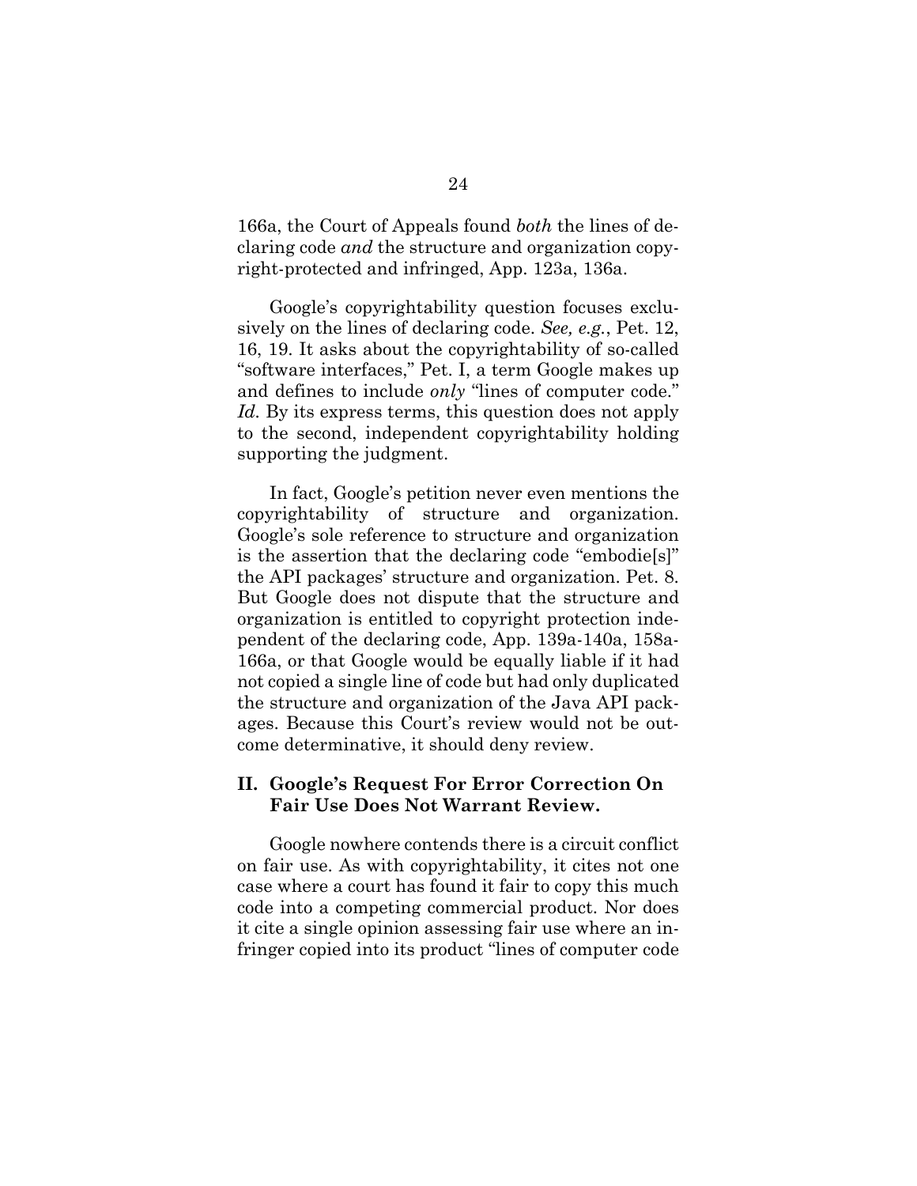166a, the Court of Appeals found *both* the lines of declaring code *and* the structure and organization copyright-protected and infringed, App. 123a, 136a.

Google's copyrightability question focuses exclusively on the lines of declaring code. *See, e.g.*, Pet. 12, 16, 19. It asks about the copyrightability of so-called "software interfaces," Pet. I, a term Google makes up and defines to include *only* "lines of computer code." *Id.* By its express terms, this question does not apply to the second, independent copyrightability holding supporting the judgment.

In fact, Google's petition never even mentions the copyrightability of structure and organization. Google's sole reference to structure and organization is the assertion that the declaring code "embodie[s]" the API packages' structure and organization. Pet. 8. But Google does not dispute that the structure and organization is entitled to copyright protection independent of the declaring code, App. 139a-140a, 158a-166a, or that Google would be equally liable if it had not copied a single line of code but had only duplicated the structure and organization of the Java API packages. Because this Court's review would not be outcome determinative, it should deny review.

## II. Google's Request For Error Correction On Fair Use Does Not Warrant Review.

Google nowhere contends there is a circuit conflict on fair use. As with copyrightability, it cites not one case where a court has found it fair to copy this much code into a competing commercial product. Nor does it cite a single opinion assessing fair use where an infringer copied into its product "lines of computer code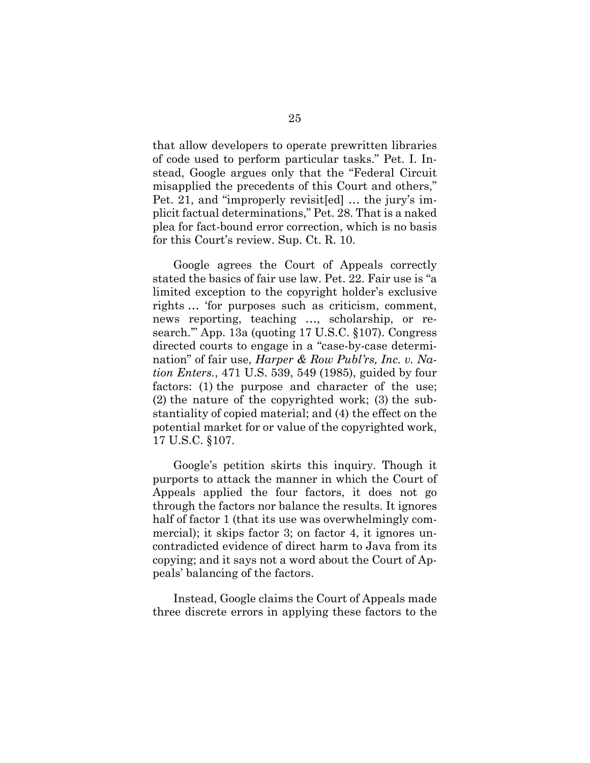that allow developers to operate prewritten libraries of code used to perform particular tasks." Pet. I. Instead, Google argues only that the "Federal Circuit misapplied the precedents of this Court and others," Pet. 21, and "improperly revisit[ed] … the jury's implicit factual determinations," Pet. 28. That is a naked plea for fact-bound error correction, which is no basis for this Court's review. Sup. Ct. R. 10.

Google agrees the Court of Appeals correctly stated the basics of fair use law. Pet. 22. Fair use is "a limited exception to the copyright holder's exclusive rights … 'for purposes such as criticism, comment, news reporting, teaching …, scholarship, or research.'" App. 13a (quoting 17 U.S.C. §107). Congress directed courts to engage in a "case-by-case determination" of fair use, *Harper & Row Publ'rs, Inc. v. Nation Enters.*, 471 U.S. 539, 549 (1985), guided by four factors: (1) the purpose and character of the use; (2) the nature of the copyrighted work; (3) the substantiality of copied material; and (4) the effect on the potential market for or value of the copyrighted work, 17 U.S.C. §107.

Google's petition skirts this inquiry. Though it purports to attack the manner in which the Court of Appeals applied the four factors, it does not go through the factors nor balance the results. It ignores half of factor 1 (that its use was overwhelmingly commercial); it skips factor 3; on factor 4, it ignores uncontradicted evidence of direct harm to Java from its copying; and it says not a word about the Court of Appeals' balancing of the factors.

Instead, Google claims the Court of Appeals made three discrete errors in applying these factors to the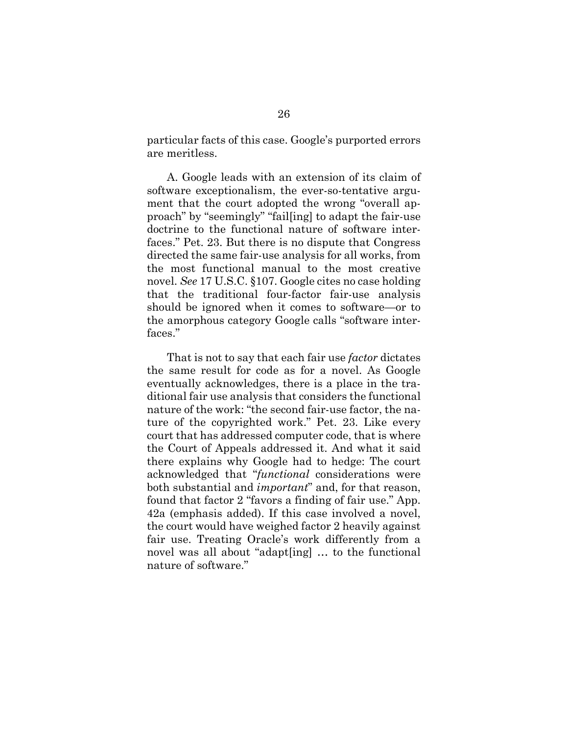particular facts of this case. Google's purported errors are meritless.

A. Google leads with an extension of its claim of software exceptionalism, the ever-so-tentative argument that the court adopted the wrong "overall approach" by "seemingly" "fail[ing] to adapt the fair-use doctrine to the functional nature of software interfaces." Pet. 23. But there is no dispute that Congress directed the same fair-use analysis for all works, from the most functional manual to the most creative novel. *See* 17 U.S.C. §107. Google cites no case holding that the traditional four-factor fair-use analysis should be ignored when it comes to software—or to the amorphous category Google calls "software interfaces."

That is not to say that each fair use *factor* dictates the same result for code as for a novel. As Google eventually acknowledges, there is a place in the traditional fair use analysis that considers the functional nature of the work: "the second fair-use factor, the nature of the copyrighted work." Pet. 23. Like every court that has addressed computer code, that is where the Court of Appeals addressed it. And what it said there explains why Google had to hedge: The court acknowledged that "*functional* considerations were both substantial and *important*" and, for that reason, found that factor 2 "favors a finding of fair use." App. 42a (emphasis added). If this case involved a novel, the court would have weighed factor 2 heavily against fair use. Treating Oracle's work differently from a novel was all about "adapt[ing] … to the functional nature of software."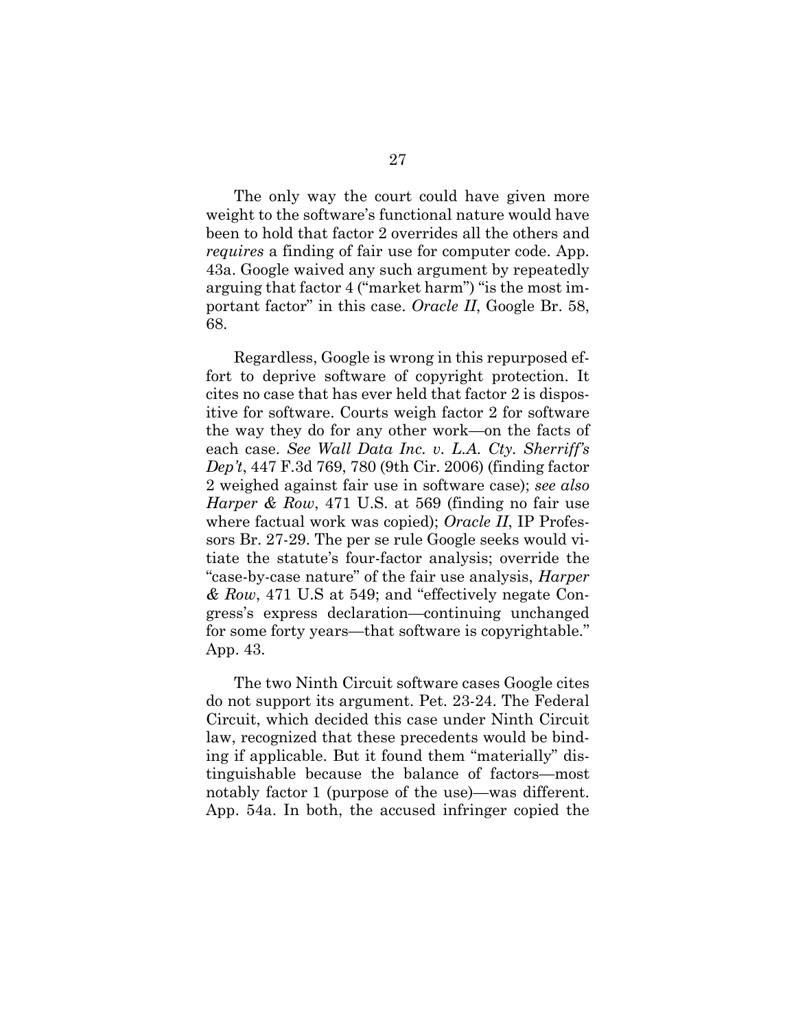The only way the court could have given more weight to the software's functional nature would have been to hold that factor 2 overrides all the others and *requires* a finding of fair use for computer code. App. 43a. Google waived any such argument by repeatedly arguing that factor 4 ("market harm") "is the most important factor" in this case. *Oracle II*, Google Br. 58, 68.

Regardless, Google is wrong in this repurposed effort to deprive software of copyright protection. It cites no case that has ever held that factor 2 is dispositive for software. Courts weigh factor 2 for software the way they do for any other work—on the facts of each case. *See Wall Data Inc. v. L.A. Cty. Sherriff's Dep't*, 447 F.3d 769, 780 (9th Cir. 2006) (finding factor 2 weighed against fair use in software case); *see also Harper & Row*, 471 U.S. at 569 (finding no fair use where factual work was copied); *Oracle II*, IP Professors Br. 27-29. The per se rule Google seeks would vitiate the statute's four-factor analysis; override the "case-by-case nature" of the fair use analysis, *Harper & Row*, 471 U.S at 549; and "effectively negate Congress's express declaration—continuing unchanged for some forty years—that software is copyrightable." App. 43.

The two Ninth Circuit software cases Google cites do not support its argument. Pet. 23-24. The Federal Circuit, which decided this case under Ninth Circuit law, recognized that these precedents would be binding if applicable. But it found them "materially" distinguishable because the balance of factors—most notably factor 1 (purpose of the use)—was different. App. 54a. In both, the accused infringer copied the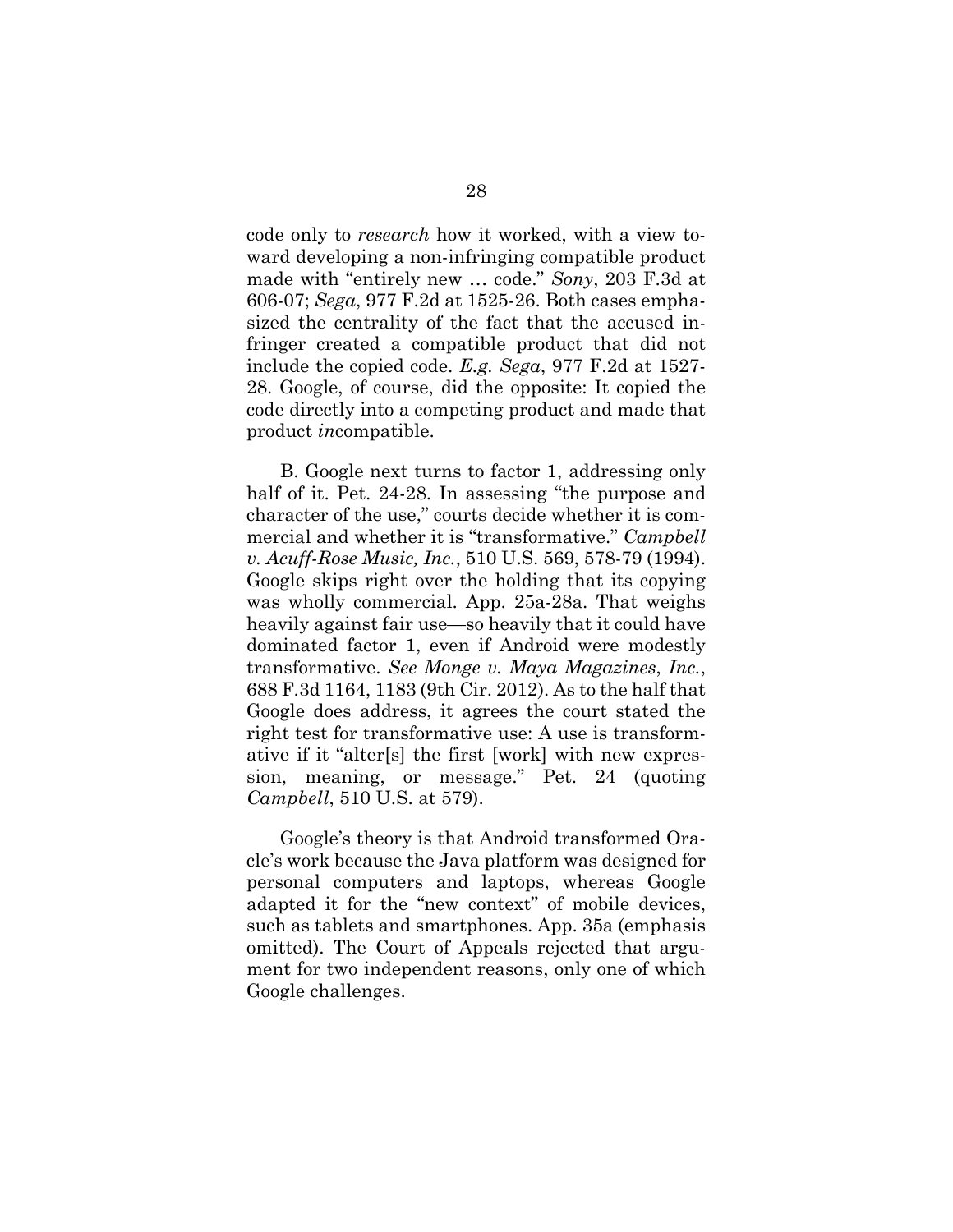code only to *research* how it worked, with a view toward developing a non-infringing compatible product made with "entirely new … code." *Sony*, 203 F.3d at 606-07; *Sega*, 977 F.2d at 1525-26. Both cases emphasized the centrality of the fact that the accused infringer created a compatible product that did not include the copied code. *E.g. Sega*, 977 F.2d at 1527-28. Google, of course, did the opposite: It copied the code directly into a competing product and made that product *in*compatible.

B. Google next turns to factor 1, addressing only half of it. Pet. 24-28. In assessing "the purpose and character of the use," courts decide whether it is commercial and whether it is "transformative." *Campbell v. Acuff-Rose Music, Inc.*, 510 U.S. 569, 578-79 (1994). Google skips right over the holding that its copying was wholly commercial. App. 25a-28a. That weighs heavily against fair use—so heavily that it could have dominated factor 1, even if Android were modestly transformative. *See Monge v. Maya Magazines*, *Inc.*, 688 F.3d 1164, 1183 (9th Cir. 2012). As to the half that Google does address, it agrees the court stated the right test for transformative use: A use is transformative if it "alter[s] the first [work] with new expression, meaning, or message." Pet. 24 (quoting *Campbell*, 510 U.S. at 579).

Google's theory is that Android transformed Oracle's work because the Java platform was designed for personal computers and laptops, whereas Google adapted it for the "new context" of mobile devices, such as tablets and smartphones. App. 35a (emphasis omitted). The Court of Appeals rejected that argument for two independent reasons, only one of which Google challenges.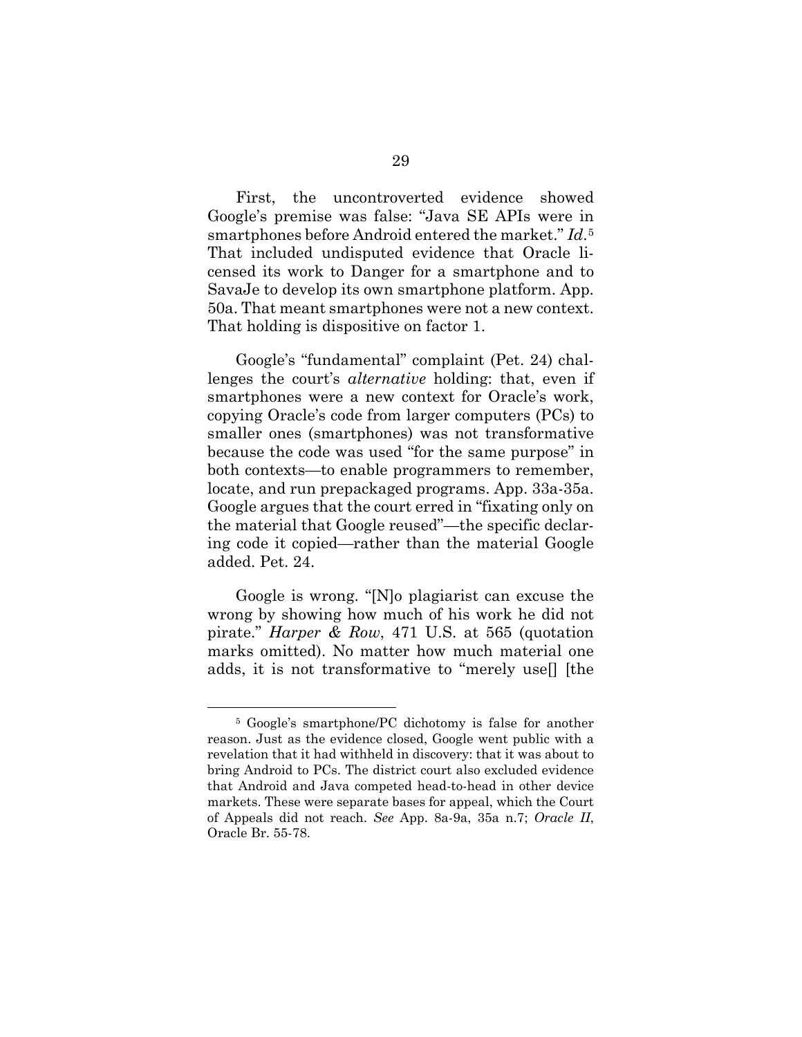First, the uncontroverted evidence showed Google's premise was false: "Java SE APIs were in smartphones before Android entered the market." *Id.*[5] That included undisputed evidence that Oracle licensed its work to Danger for a smartphone and to SavaJe to develop its own smartphone platform. App. 50a. That meant smartphones were not a new context. That holding is dispositive on factor 1.

Google's "fundamental" complaint (Pet. 24) challenges the court's *alternative* holding: that, even if smartphones were a new context for Oracle's work, copying Oracle's code from larger computers (PCs) to smaller ones (smartphones) was not transformative because the code was used "for the same purpose" in both contexts—to enable programmers to remember, locate, and run prepackaged programs. App. 33a-35a. Google argues that the court erred in "fixating only on the material that Google reused"—the specific declaring code it copied—rather than the material Google added. Pet. 24.

Google is wrong. "[N]o plagiarist can excuse the wrong by showing how much of his work he did not pirate." *Harper & Row*, 471 U.S. at 565 (quotation marks omitted). No matter how much material one adds, it is not transformative to "merely use[] [the

[5] Google's smartphone/PC dichotomy is false for another reason. Just as the evidence closed, Google went public with a revelation that it had withheld in discovery: that it was about to bring Android to PCs. The district court also excluded evidence that Android and Java competed head-to-head in other device markets. These were separate bases for appeal, which the Court of Appeals did not reach. *See* App. 8a-9a, 35a n.7; *Oracle II*, Oracle Br. 55-78.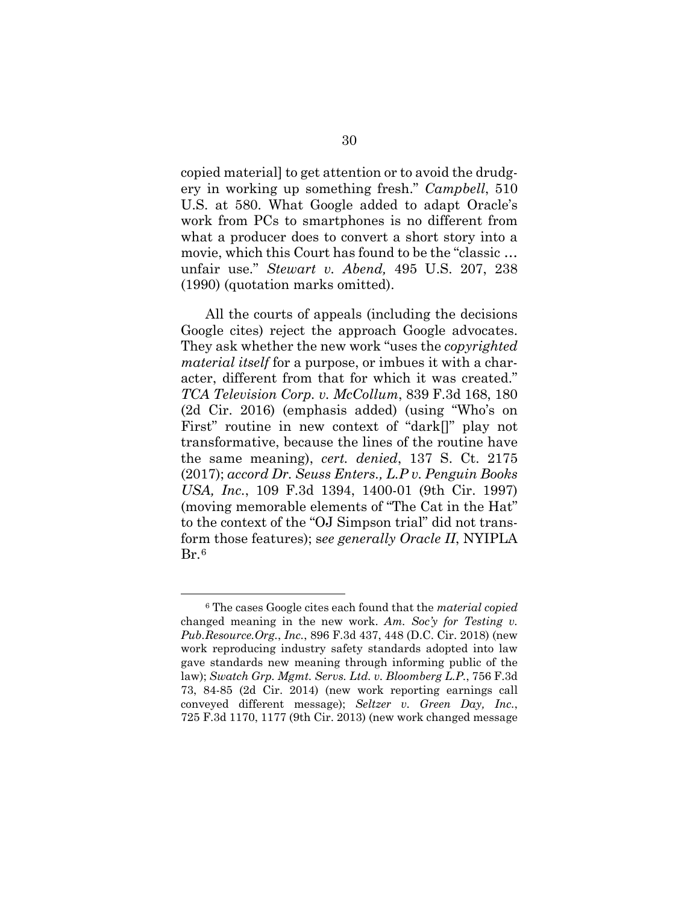copied material] to get attention or to avoid the drudgery in working up something fresh." *Campbell*, 510 U.S. at 580. What Google added to adapt Oracle's work from PCs to smartphones is no different from what a producer does to convert a short story into a movie, which this Court has found to be the "classic … unfair use." *Stewart v. Abend,* 495 U.S. 207, 238 (1990) (quotation marks omitted).

All the courts of appeals (including the decisions Google cites) reject the approach Google advocates. They ask whether the new work "uses the *copyrighted material itself* for a purpose, or imbues it with a character, different from that for which it was created." *TCA Television Corp. v. McCollum*, 839 F.3d 168, 180 (2d Cir. 2016) (emphasis added) (using "Who's on First" routine in new context of "dark[]" play not transformative, because the lines of the routine have the same meaning), *cert. denied*, 137 S. Ct. 2175 (2017); *accord Dr. Seuss Enters., L.P v. Penguin Books USA, Inc.*, 109 F.3d 1394, 1400-01 (9th Cir. 1997) (moving memorable elements of "The Cat in the Hat" to the context of the "OJ Simpson trial" did not transform those features); s*ee generally Oracle II*, NYIPLA Br.[6]

---

[6] The cases Google cites each found that the *material copied* changed meaning in the new work. *Am. Soc'y for Testing v. Pub.Resource.Org., Inc.*, 896 F.3d 437, 448 (D.C. Cir. 2018) (new work reproducing industry safety standards adopted into law gave standards new meaning through informing public of the law); *Swatch Grp. Mgmt. Servs. Ltd. v. Bloomberg L.P.*, 756 F.3d 73, 84-85 (2d Cir. 2014) (new work reporting earnings call conveyed different message); *Seltzer v. Green Day, Inc.*, 725 F.3d 1170, 1177 (9th Cir. 2013) (new work changed message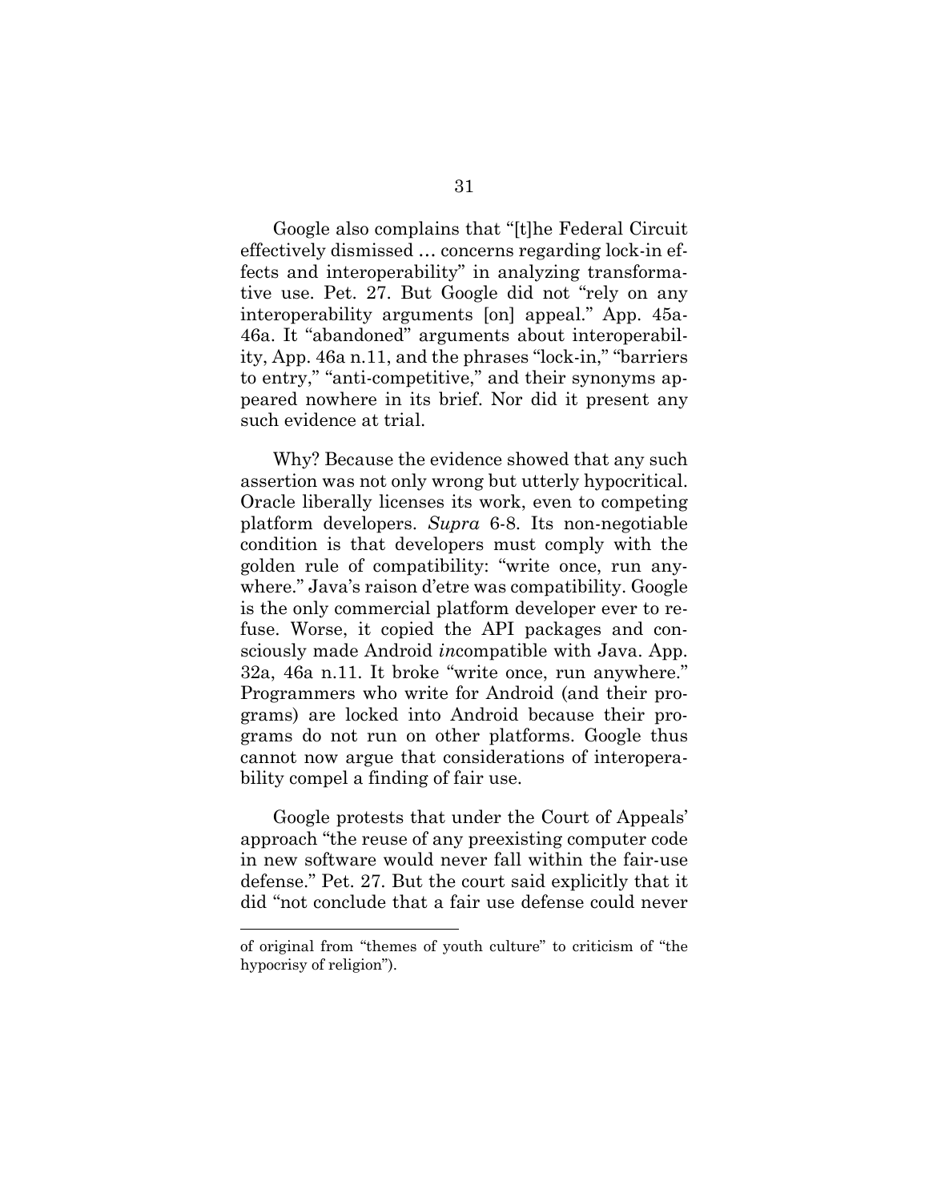Google also complains that "[t]he Federal Circuit effectively dismissed … concerns regarding lock-in effects and interoperability" in analyzing transformative use. Pet. 27. But Google did not "rely on any interoperability arguments [on] appeal." App. 45a-46a. It "abandoned" arguments about interoperability, App. 46a n.11, and the phrases "lock-in," "barriers to entry," "anti-competitive," and their synonyms appeared nowhere in its brief. Nor did it present any such evidence at trial.

Why? Because the evidence showed that any such assertion was not only wrong but utterly hypocritical. Oracle liberally licenses its work, even to competing platform developers. *Supra* 6-8. Its non-negotiable condition is that developers must comply with the golden rule of compatibility: "write once, run anywhere." Java's raison d'etre was compatibility. Google is the only commercial platform developer ever to refuse. Worse, it copied the API packages and consciously made Android *in*compatible with Java. App. 32a, 46a n.11. It broke "write once, run anywhere." Programmers who write for Android (and their programs) are locked into Android because their programs do not run on other platforms. Google thus cannot now argue that considerations of interoperability compel a finding of fair use.

Google protests that under the Court of Appeals' approach "the reuse of any preexisting computer code in new software would never fall within the fair-use defense." Pet. 27. But the court said explicitly that it did "not conclude that a fair use defense could never

---

of original from "themes of youth culture" to criticism of "the hypocrisy of religion").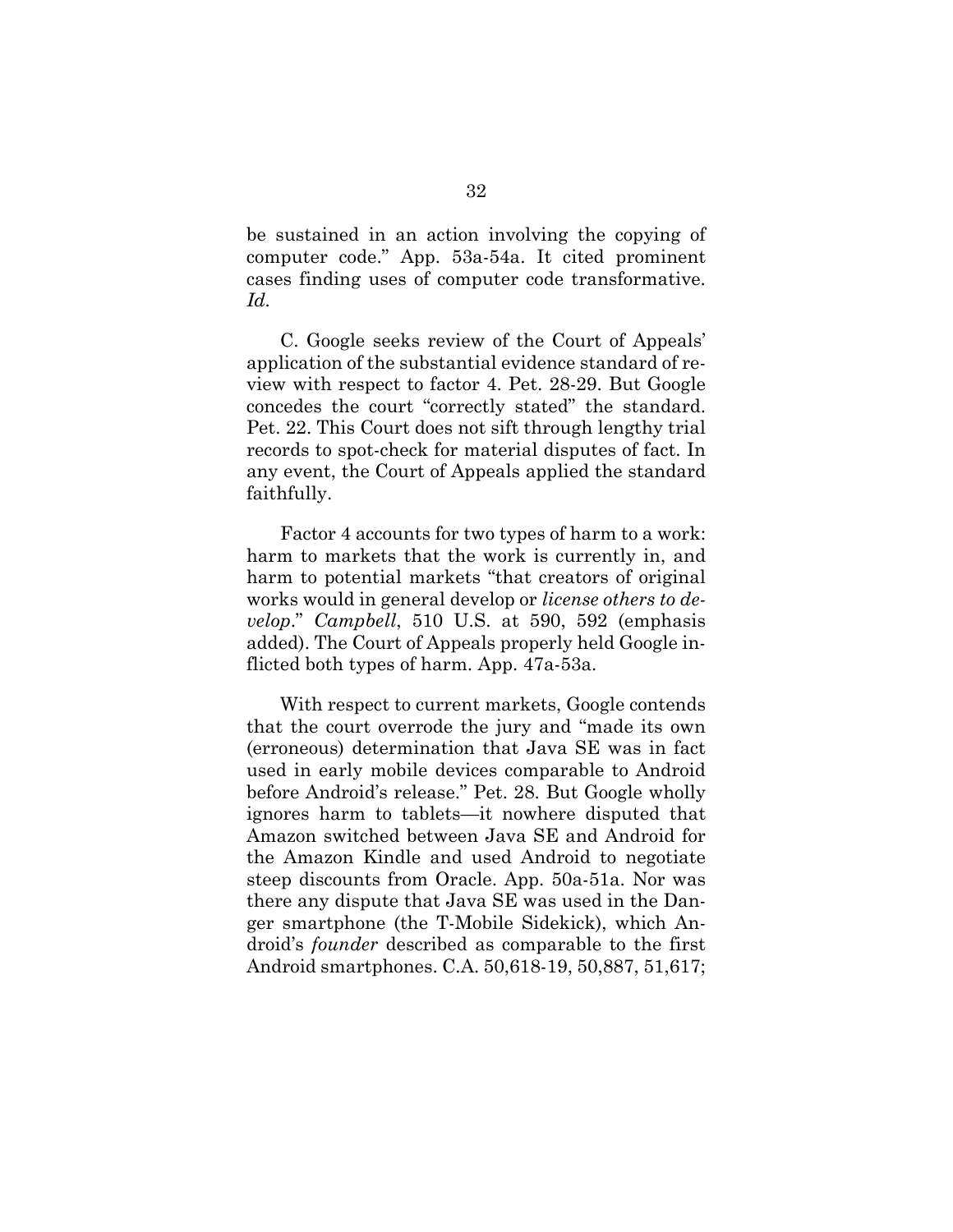be sustained in an action involving the copying of computer code." App. 53a-54a. It cited prominent cases finding uses of computer code transformative. *Id.*

C. Google seeks review of the Court of Appeals' application of the substantial evidence standard of review with respect to factor 4. Pet. 28-29. But Google concedes the court "correctly stated" the standard. Pet. 22. This Court does not sift through lengthy trial records to spot-check for material disputes of fact. In any event, the Court of Appeals applied the standard faithfully.

Factor 4 accounts for two types of harm to a work: harm to markets that the work is currently in, and harm to potential markets "that creators of original works would in general develop or *license others to develop*." *Campbell*, 510 U.S. at 590, 592 (emphasis added). The Court of Appeals properly held Google inflicted both types of harm. App. 47a-53a.

With respect to current markets, Google contends that the court overrode the jury and "made its own (erroneous) determination that Java SE was in fact used in early mobile devices comparable to Android before Android's release." Pet. 28. But Google wholly ignores harm to tablets—it nowhere disputed that Amazon switched between Java SE and Android for the Amazon Kindle and used Android to negotiate steep discounts from Oracle. App. 50a-51a. Nor was there any dispute that Java SE was used in the Danger smartphone (the T-Mobile Sidekick), which Android's *founder* described as comparable to the first Android smartphones. C.A. 50,618-19, 50,887, 51,617;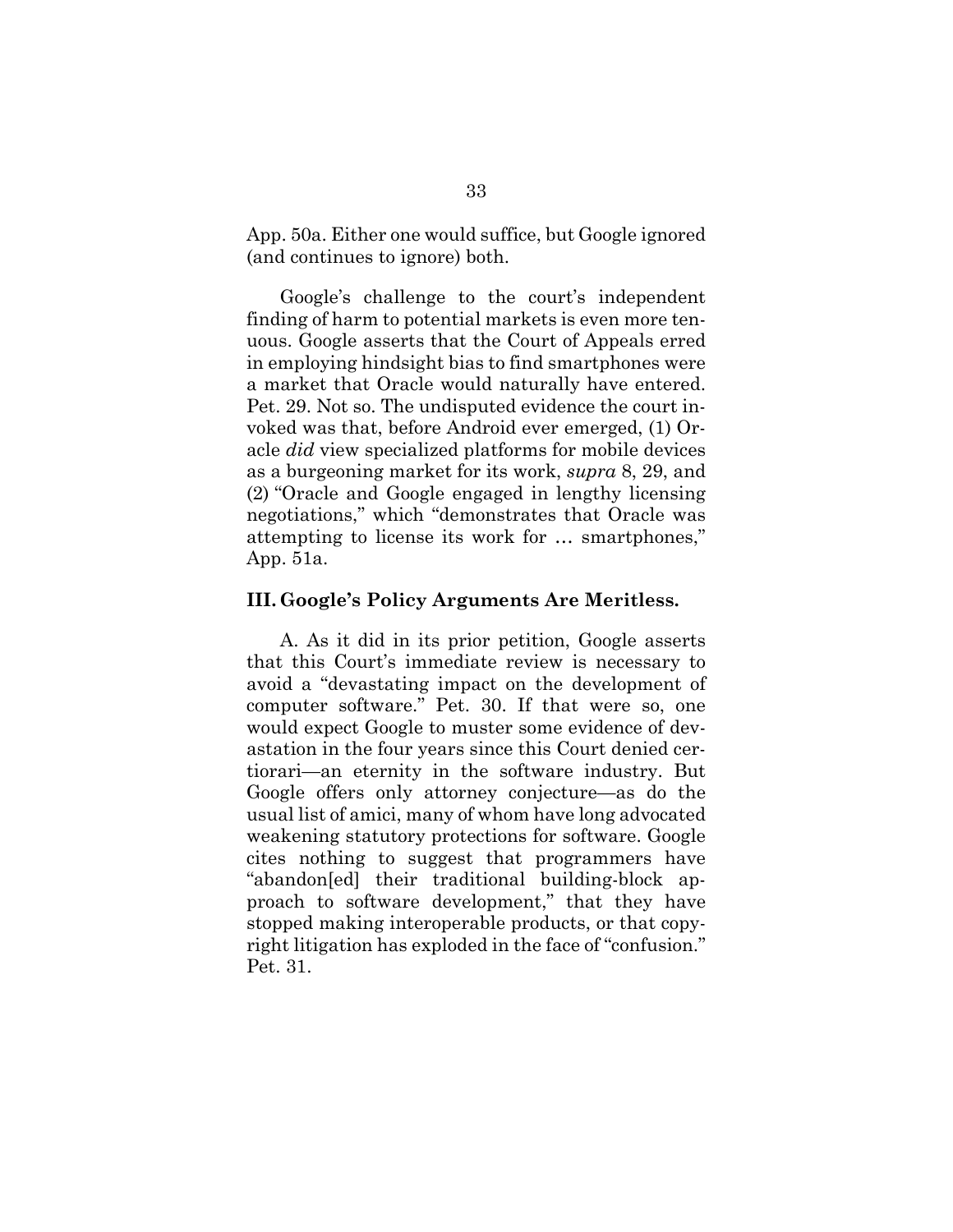App. 50a. Either one would suffice, but Google ignored (and continues to ignore) both.

Google's challenge to the court's independent finding of harm to potential markets is even more tenuous. Google asserts that the Court of Appeals erred in employing hindsight bias to find smartphones were a market that Oracle would naturally have entered. Pet. 29. Not so. The undisputed evidence the court invoked was that, before Android ever emerged, (1) Oracle *did* view specialized platforms for mobile devices as a burgeoning market for its work, *supra* 8, 29, and (2) "Oracle and Google engaged in lengthy licensing negotiations," which "demonstrates that Oracle was attempting to license its work for … smartphones," App. 51a.

### III. Google's Policy Arguments Are Meritless.

A. As it did in its prior petition, Google asserts that this Court's immediate review is necessary to avoid a "devastating impact on the development of computer software." Pet. 30. If that were so, one would expect Google to muster some evidence of devastation in the four years since this Court denied certiorari—an eternity in the software industry. But Google offers only attorney conjecture—as do the usual list of amici, many of whom have long advocated weakening statutory protections for software. Google cites nothing to suggest that programmers have "abandon[ed] their traditional building-block approach to software development," that they have stopped making interoperable products, or that copyright litigation has exploded in the face of "confusion." Pet. 31.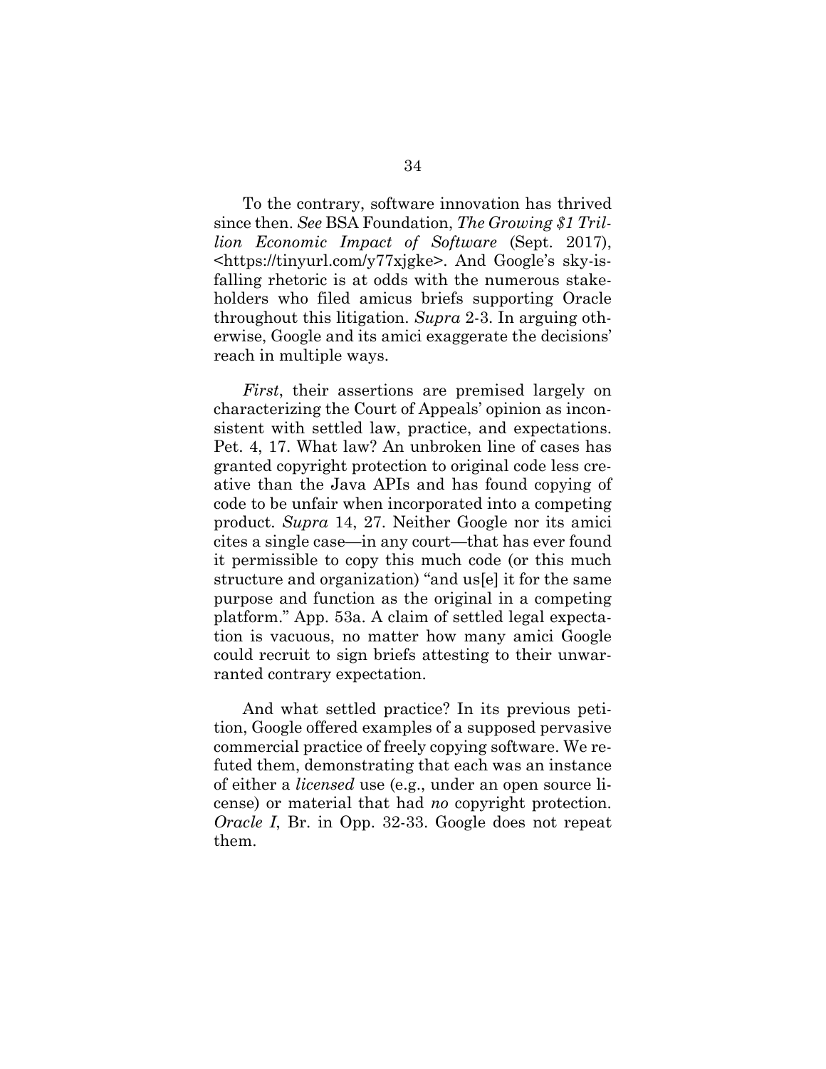To the contrary, software innovation has thrived since then. *See* BSA Foundation, *The Growing $1 Trillion Economic Impact of Software* (Sept. 2017), <https://tinyurl.com/y77xjgke>. And Google's sky-is-falling rhetoric is at odds with the numerous stakeholders who filed amicus briefs supporting Oracle throughout this litigation. *Supra* 2-3. In arguing otherwise, Google and its amici exaggerate the decisions' reach in multiple ways.

*First*, their assertions are premised largely on characterizing the Court of Appeals' opinion as inconsistent with settled law, practice, and expectations. Pet. 4, 17. What law? An unbroken line of cases has granted copyright protection to original code less creative than the Java APIs and has found copying of code to be unfair when incorporated into a competing product. *Supra* 14, 27. Neither Google nor its amici cites a single case—in any court—that has ever found it permissible to copy this much code (or this much structure and organization) "and us[e] it for the same purpose and function as the original in a competing platform." App. 53a. A claim of settled legal expectation is vacuous, no matter how many amici Google could recruit to sign briefs attesting to their unwarranted contrary expectation.

And what settled practice? In its previous petition, Google offered examples of a supposed pervasive commercial practice of freely copying software. We refuted them, demonstrating that each was an instance of either a *licensed* use (e.g., under an open source license) or material that had *no* copyright protection. *Oracle I*, Br. in Opp. 32-33. Google does not repeat them.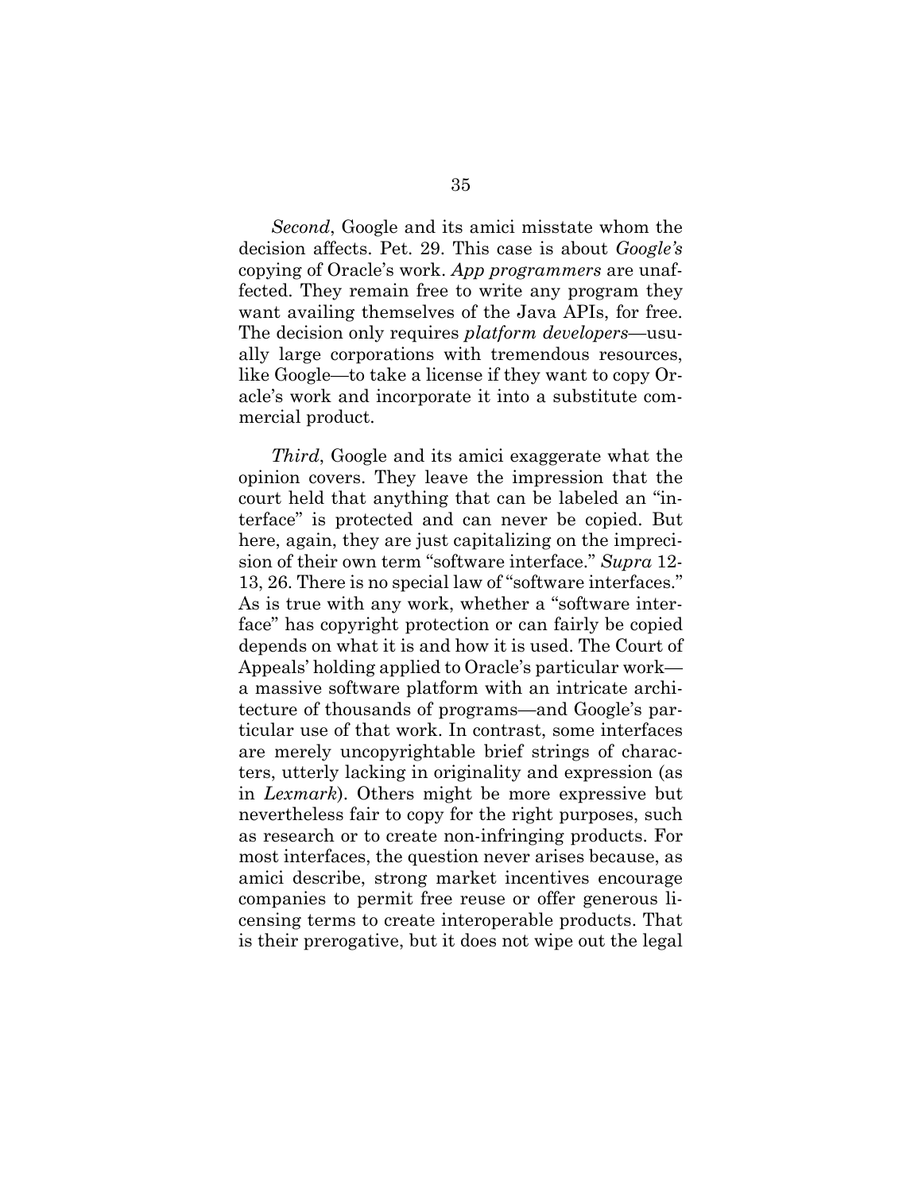*Second*, Google and its amici misstate whom the decision affects. Pet. 29. This case is about *Google's* copying of Oracle's work. *App programmers* are unaffected. They remain free to write any program they want availing themselves of the Java APIs, for free. The decision only requires *platform developers*—usually large corporations with tremendous resources, like Google—to take a license if they want to copy Oracle's work and incorporate it into a substitute commercial product.

*Third*, Google and its amici exaggerate what the opinion covers. They leave the impression that the court held that anything that can be labeled an "interface" is protected and can never be copied. But here, again, they are just capitalizing on the imprecision of their own term "software interface." *Supra* 12-13, 26. There is no special law of "software interfaces." As is true with any work, whether a "software interface" has copyright protection or can fairly be copied depends on what it is and how it is used. The Court of Appeals' holding applied to Oracle's particular work—a massive software platform with an intricate architecture of thousands of programs—and Google's particular use of that work. In contrast, some interfaces are merely uncopyrightable brief strings of characters, utterly lacking in originality and expression (as in *Lexmark*). Others might be more expressive but nevertheless fair to copy for the right purposes, such as research or to create non-infringing products. For most interfaces, the question never arises because, as amici describe, strong market incentives encourage companies to permit free reuse or offer generous licensing terms to create interoperable products. That is their prerogative, but it does not wipe out the legal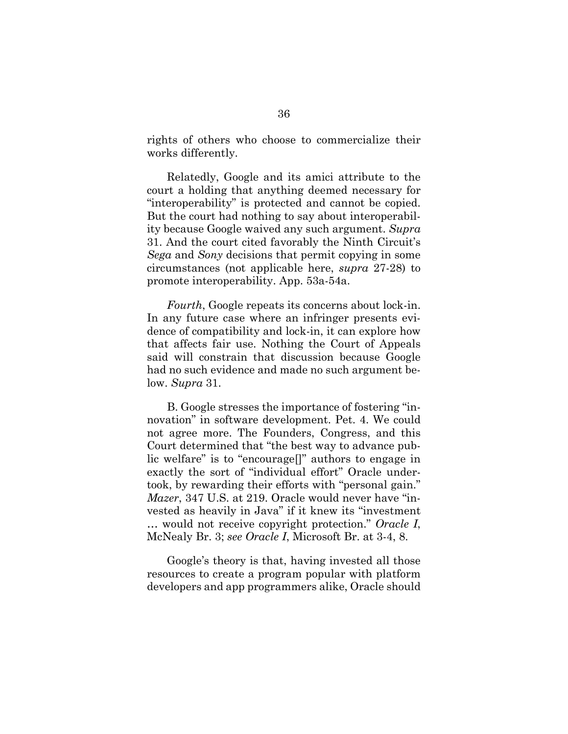rights of others who choose to commercialize their works differently.

Relatedly, Google and its amici attribute to the court a holding that anything deemed necessary for "interoperability" is protected and cannot be copied. But the court had nothing to say about interoperability because Google waived any such argument. *Supra* 31. And the court cited favorably the Ninth Circuit's *Sega* and *Sony* decisions that permit copying in some circumstances (not applicable here, *supra* 27-28) to promote interoperability. App. 53a-54a.

*Fourth*, Google repeats its concerns about lock-in. In any future case where an infringer presents evidence of compatibility and lock-in, it can explore how that affects fair use. Nothing the Court of Appeals said will constrain that discussion because Google had no such evidence and made no such argument below. *Supra* 31.

B. Google stresses the importance of fostering "innovation" in software development. Pet. 4. We could not agree more. The Founders, Congress, and this Court determined that "the best way to advance public welfare" is to "encourage[]" authors to engage in exactly the sort of "individual effort" Oracle undertook, by rewarding their efforts with "personal gain." *Mazer*, 347 U.S. at 219. Oracle would never have "invested as heavily in Java" if it knew its "investment … would not receive copyright protection." *Oracle I*, McNealy Br. 3; *see Oracle I*, Microsoft Br. at 3-4, 8.

Google's theory is that, having invested all those resources to create a program popular with platform developers and app programmers alike, Oracle should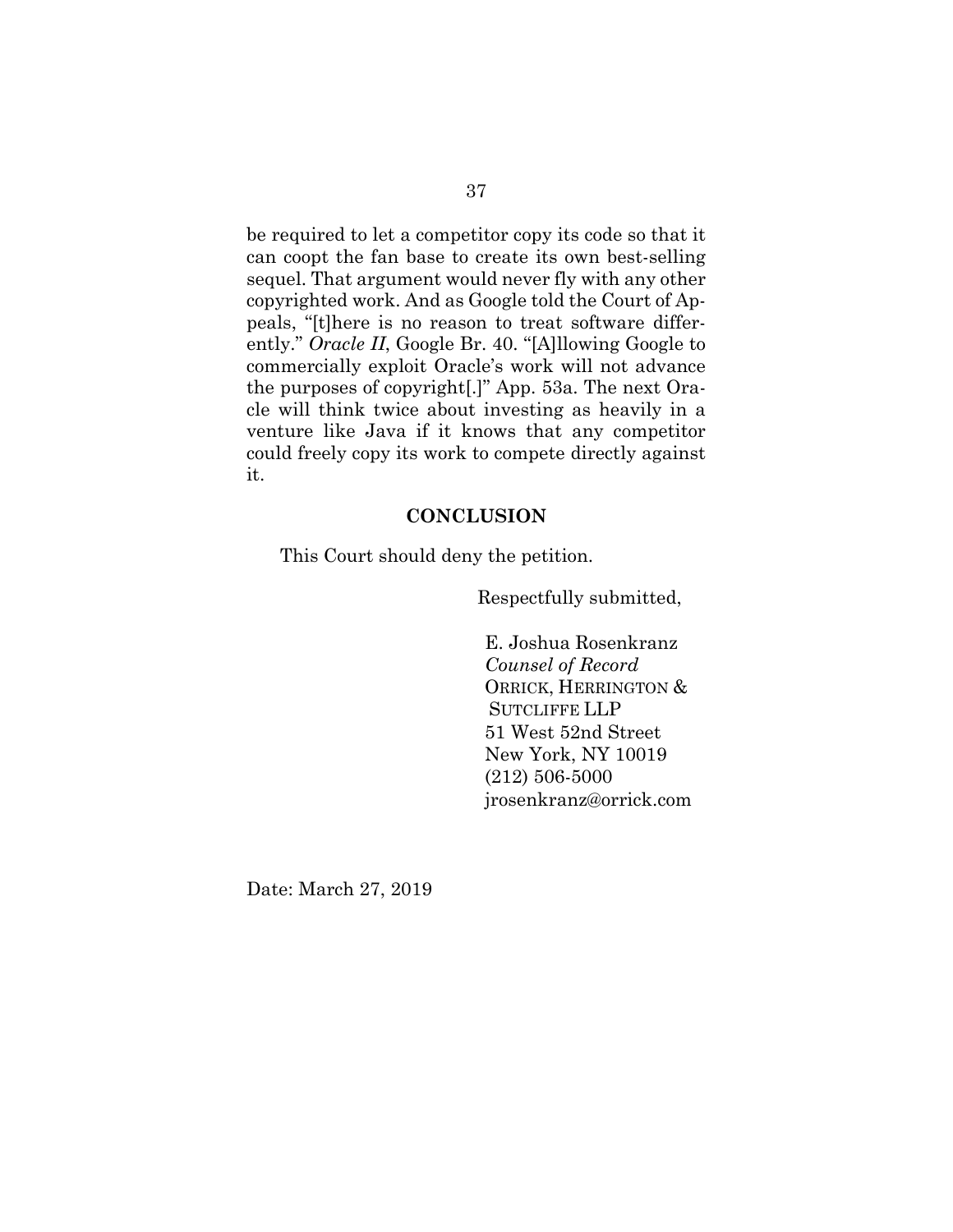be required to let a competitor copy its code so that it can coopt the fan base to create its own best-selling sequel. That argument would never fly with any other copyrighted work. And as Google told the Court of Appeals, "[t]here is no reason to treat software differently." *Oracle II*, Google Br. 40. "[A]llowing Google to commercially exploit Oracle's work will not advance the purposes of copyright[.]" App. 53a. The next Oracle will think twice about investing as heavily in a venture like Java if it knows that any competitor could freely copy its work to compete directly against it.

## CONCLUSION

This Court should deny the petition.

Respectfully submitted,

E. Joshua Rosenkranz
*Counsel of Record*
ORRICK, HERRINGTON & SUTCLIFFE LLP
51 West 52nd Street
New York, NY 10019
(212) 506-5000
jrosenkranz@orrick.com

Date: March 27, 2019